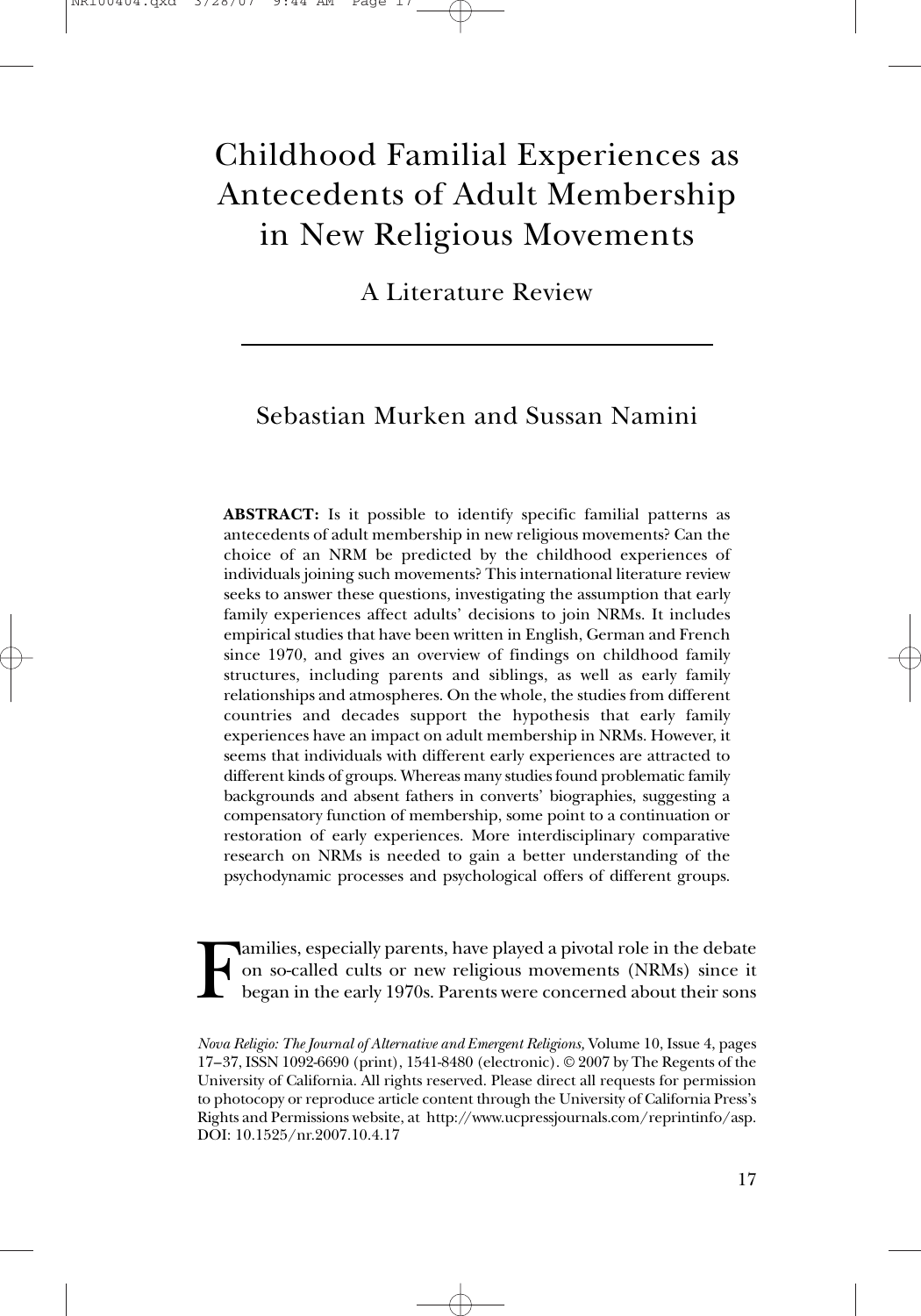# Childhood Familial Experiences as Antecedents of Adult Membership in New Religious Movements

## A Literature Review

Sebastian Murken and Sussan Namini

**ABSTRACT:** Is it possible to identify specific familial patterns as antecedents of adult membership in new religious movements? Can the choice of an NRM be predicted by the childhood experiences of individuals joining such movements? This international literature review seeks to answer these questions, investigating the assumption that early family experiences affect adults' decisions to join NRMs. It includes empirical studies that have been written in English, German and French since 1970, and gives an overview of findings on childhood family structures, including parents and siblings, as well as early family relationships and atmospheres. On the whole, the studies from different countries and decades support the hypothesis that early family experiences have an impact on adult membership in NRMs. However, it seems that individuals with different early experiences are attracted to different kinds of groups. Whereas many studies found problematic family backgrounds and absent fathers in converts' biographies, suggesting a compensatory function of membership, some point to a continuation or restoration of early experiences. More interdisciplinary comparative research on NRMs is needed to gain a better understanding of the psychodynamic processes and psychological offers of different groups.

Families, especially parents, have played a pivotal role in the debate on so-called cults or new religious movements (NRMs) since it began in the early 1970s. Parents were concerned about their sons

*Nova Religio: The Journal of Alternative and Emergent Religions,* Volume 10, Issue 4, pages 17–37, ISSN 1092-6690 (print), 1541-8480 (electronic). © 2007 by The Regents of the University of California. All rights reserved. Please direct all requests for permission to photocopy or reproduce article content through the University of California Press's Rights and Permissions website, at http://www.ucpressjournals.com/reprintinfo/asp. DOI: 10.1525/nr.2007.10.4.17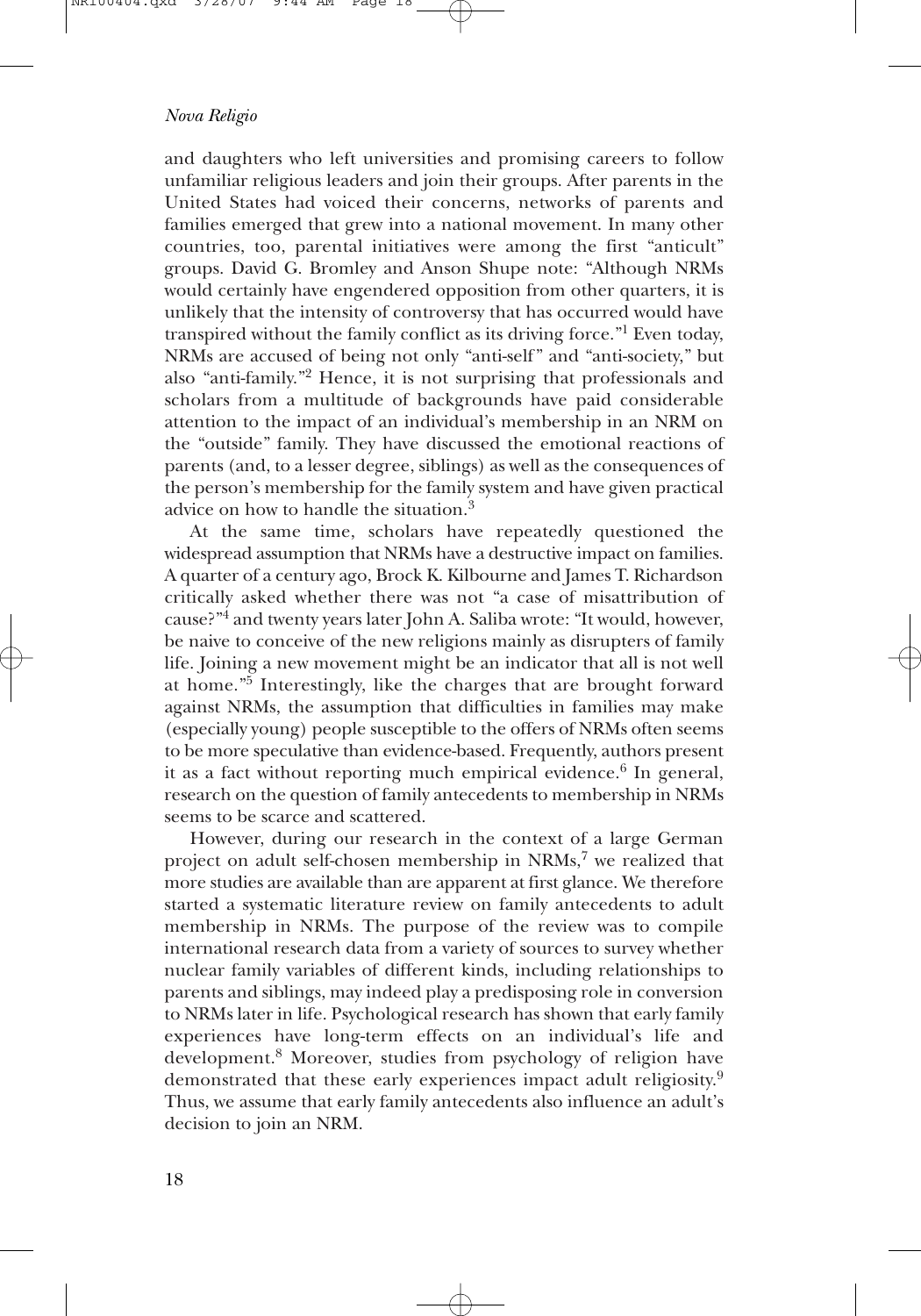and daughters who left universities and promising careers to follow unfamiliar religious leaders and join their groups. After parents in the United States had voiced their concerns, networks of parents and families emerged that grew into a national movement. In many other countries, too, parental initiatives were among the first "anticult" groups. David G. Bromley and Anson Shupe note: "Although NRMs would certainly have engendered opposition from other quarters, it is unlikely that the intensity of controversy that has occurred would have transpired without the family conflict as its driving force."[1] Even today, NRMs are accused of being not only "anti-self" and "anti-society," but also "anti-family."[2] Hence, it is not surprising that professionals and scholars from a multitude of backgrounds have paid considerable attention to the impact of an individual's membership in an NRM on the "outside" family. They have discussed the emotional reactions of parents (and, to a lesser degree, siblings) as well as the consequences of the person's membership for the family system and have given practical advice on how to handle the situation.[3]

At the same time, scholars have repeatedly questioned the widespread assumption that NRMs have a destructive impact on families. A quarter of a century ago, Brock K. Kilbourne and James T. Richardson critically asked whether there was not "a case of misattribution of cause?"[4] and twenty years later John A. Saliba wrote: "It would, however, be naive to conceive of the new religions mainly as disrupters of family life. Joining a new movement might be an indicator that all is not well at home."[5] Interestingly, like the charges that are brought forward against NRMs, the assumption that difficulties in families may make (especially young) people susceptible to the offers of NRMs often seems to be more speculative than evidence-based. Frequently, authors present it as a fact without reporting much empirical evidence.[6] In general, research on the question of family antecedents to membership in NRMs seems to be scarce and scattered.

However, during our research in the context of a large German project on adult self-chosen membership in NRMs,[7] we realized that more studies are available than are apparent at first glance. We therefore started a systematic literature review on family antecedents to adult membership in NRMs. The purpose of the review was to compile international research data from a variety of sources to survey whether nuclear family variables of different kinds, including relationships to parents and siblings, may indeed play a predisposing role in conversion to NRMs later in life. Psychological research has shown that early family experiences have long-term effects on an individual's life and development.[8] Moreover, studies from psychology of religion have demonstrated that these early experiences impact adult religiosity.[9] Thus, we assume that early family antecedents also influence an adult's decision to join an NRM.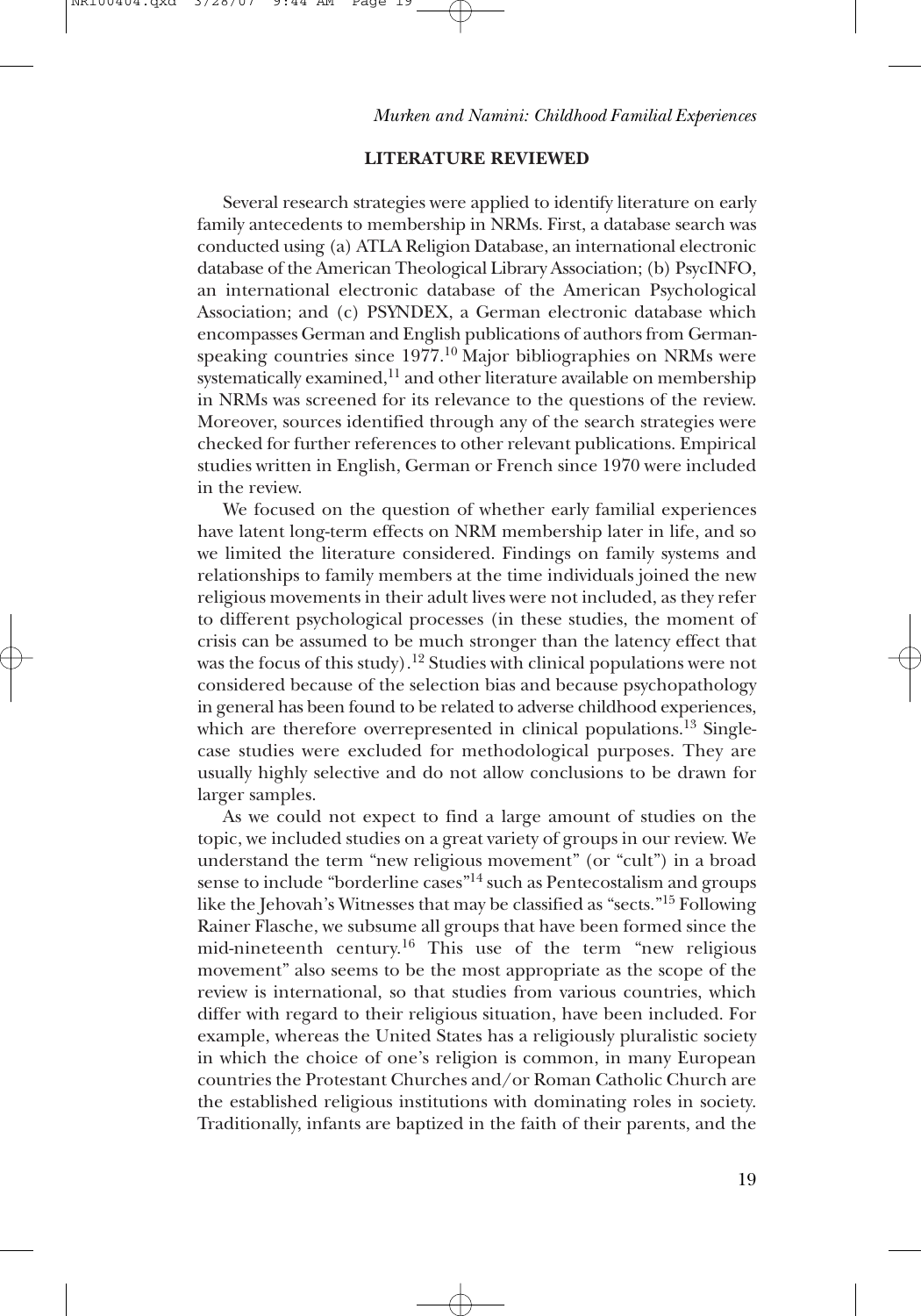## LITERATURE REVIEWED

Several research strategies were applied to identify literature on early family antecedents to membership in NRMs. First, a database search was conducted using (a) ATLA Religion Database, an international electronic database of the American Theological Library Association; (b) PsycINFO, an international electronic database of the American Psychological Association; and (c) PSYNDEX, a German electronic database which encompasses German and English publications of authors from German-speaking countries since 1977.[10] Major bibliographies on NRMs were systematically examined,[11] and other literature available on membership in NRMs was screened for its relevance to the questions of the review. Moreover, sources identified through any of the search strategies were checked for further references to other relevant publications. Empirical studies written in English, German or French since 1970 were included in the review.

We focused on the question of whether early familial experiences have latent long-term effects on NRM membership later in life, and so we limited the literature considered. Findings on family systems and relationships to family members at the time individuals joined the new religious movements in their adult lives were not included, as they refer to different psychological processes (in these studies, the moment of crisis can be assumed to be much stronger than the latency effect that was the focus of this study).[12] Studies with clinical populations were not considered because of the selection bias and because psychopathology in general has been found to be related to adverse childhood experiences, which are therefore overrepresented in clinical populations.[13] Single-case studies were excluded for methodological purposes. They are usually highly selective and do not allow conclusions to be drawn for larger samples.

As we could not expect to find a large amount of studies on the topic, we included studies on a great variety of groups in our review. We understand the term "new religious movement" (or "cult") in a broad sense to include "borderline cases"[14] such as Pentecostalism and groups like the Jehovah's Witnesses that may be classified as "sects."[15] Following Rainer Flasche, we subsume all groups that have been formed since the mid-nineteenth century.[16] This use of the term "new religious movement" also seems to be the most appropriate as the scope of the review is international, so that studies from various countries, which differ with regard to their religious situation, have been included. For example, whereas the United States has a religiously pluralistic society in which the choice of one's religion is common, in many European countries the Protestant Churches and/or Roman Catholic Church are the established religious institutions with dominating roles in society. Traditionally, infants are baptized in the faith of their parents, and the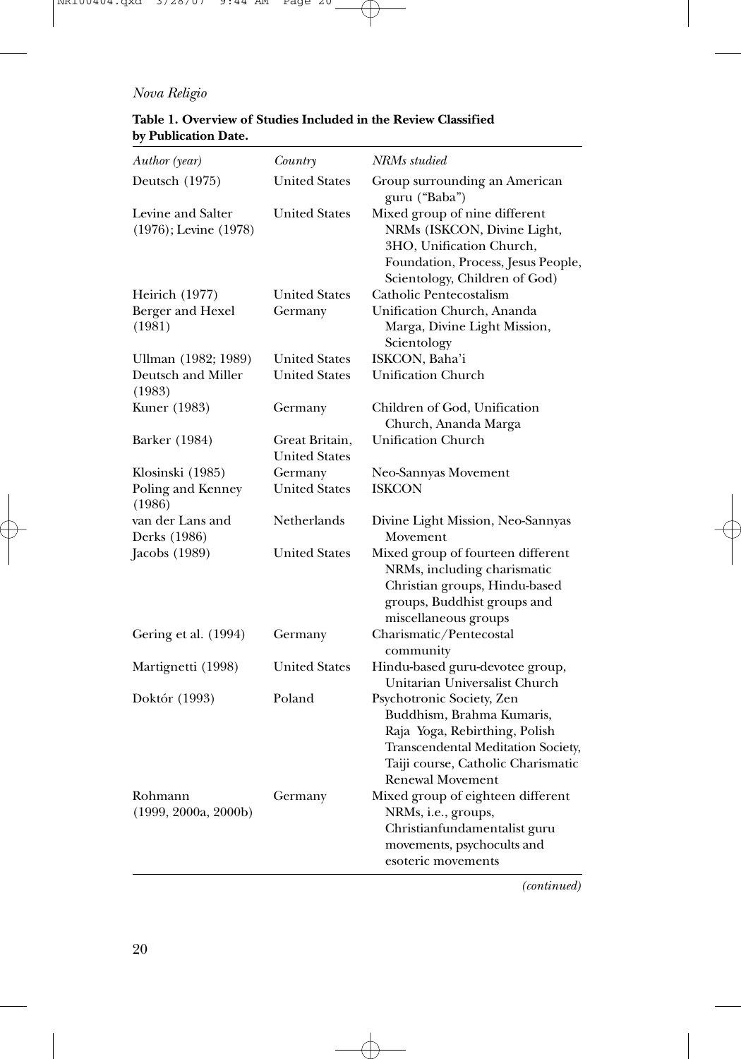**Table 1. Overview of Studies Included in the Review Classified by Publication Date.**

| *Author (year)* | *Country* | *NRMs studied* |
|---|---|---|
| Deutsch (1975) | United States | Group surrounding an American guru ("Baba") |
| Levine and Salter (1976); Levine (1978) | United States | Mixed group of nine different NRMs (ISKCON, Divine Light, 3HO, Unification Church, Foundation, Process, Jesus People, Scientology, Children of God) |
| Heirich (1977) | United States | Catholic Pentecostalism |
| Berger and Hexel (1981) | Germany | Unification Church, Ananda Marga, Divine Light Mission, Scientology |
| Ullman (1982; 1989) | United States | ISKCON, Baha'i |
| Deutsch and Miller (1983) | United States | Unification Church |
| Kuner (1983) | Germany | Children of God, Unification Church, Ananda Marga |
| Barker (1984) | Great Britain, United States | Unification Church |
| Klosinski (1985) | Germany | Neo-Sannyas Movement |
| Poling and Kenney (1986) | United States | ISKCON |
| van der Lans and Derks (1986) | Netherlands | Divine Light Mission, Neo-Sannyas Movement |
| Jacobs (1989) | United States | Mixed group of fourteen different NRMs, including charismatic Christian groups, Hindu-based groups, Buddhist groups and miscellaneous groups |
| Gering et al. (1994) | Germany | Charismatic/Pentecostal community |
| Martignetti (1998) | United States | Hindu-based guru-devotee group, Unitarian Universalist Church |
| Doktór (1993) | Poland | Psychotronic Society, Zen Buddhism, Brahma Kumaris, Raja Yoga, Rebirthing, Polish Transcendental Meditation Society, Taiji course, Catholic Charismatic Renewal Movement |
| Rohmann (1999, 2000a, 2000b) | Germany | Mixed group of eighteen different NRMs, i.e., groups, Christianfundamentalist guru movements, psychocults and esoteric movements |

*(continued)*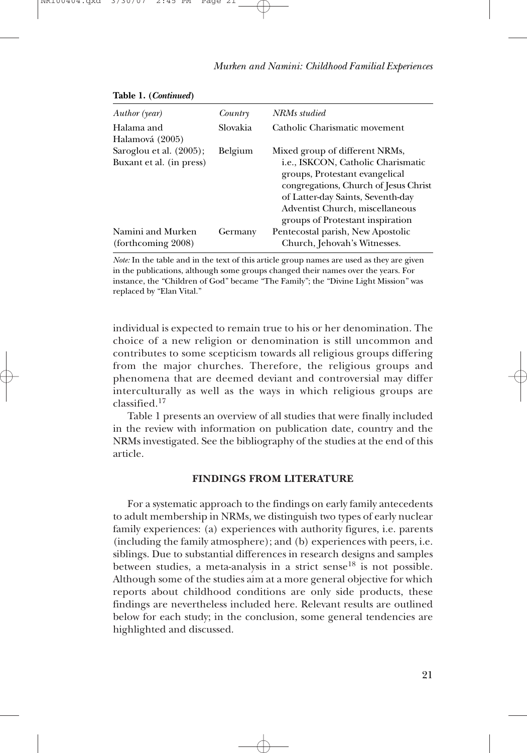**Table 1. (*Continued*)**

| *Author (year)* | *Country* | *NRMs studied* |
|---|---|---|
| Halama and Halamová (2005) | Slovakia | Catholic Charismatic movement |
| Saroglou et al. (2005); Buxant et al. (in press) | Belgium | Mixed group of different NRMs, i.e., ISKCON, Catholic Charismatic groups, Protestant evangelical congregations, Church of Jesus Christ of Latter-day Saints, Seventh-day Adventist Church, miscellaneous groups of Protestant inspiration |
| Namini and Murken (forthcoming 2008) | Germany | Pentecostal parish, New Apostolic Church, Jehovah's Witnesses. |

*Note:* In the table and in the text of this article group names are used as they are given in the publications, although some groups changed their names over the years. For instance, the "Children of God" became "The Family"; the "Divine Light Mission" was replaced by "Elan Vital."

individual is expected to remain true to his or her denomination. The choice of a new religion or denomination is still uncommon and contributes to some scepticism towards all religious groups differing from the major churches. Therefore, the religious groups and phenomena that are deemed deviant and controversial may differ interculturally as well as the ways in which religious groups are classified.[17]

Table 1 presents an overview of all studies that were finally included in the review with information on publication date, country and the NRMs investigated. See the bibliography of the studies at the end of this article.

## FINDINGS FROM LITERATURE

For a systematic approach to the findings on early family antecedents to adult membership in NRMs, we distinguish two types of early nuclear family experiences: (a) experiences with authority figures, i.e. parents (including the family atmosphere); and (b) experiences with peers, i.e. siblings. Due to substantial differences in research designs and samples between studies, a meta-analysis in a strict sense[18] is not possible. Although some of the studies aim at a more general objective for which reports about childhood conditions are only side products, these findings are nevertheless included here. Relevant results are outlined below for each study; in the conclusion, some general tendencies are highlighted and discussed.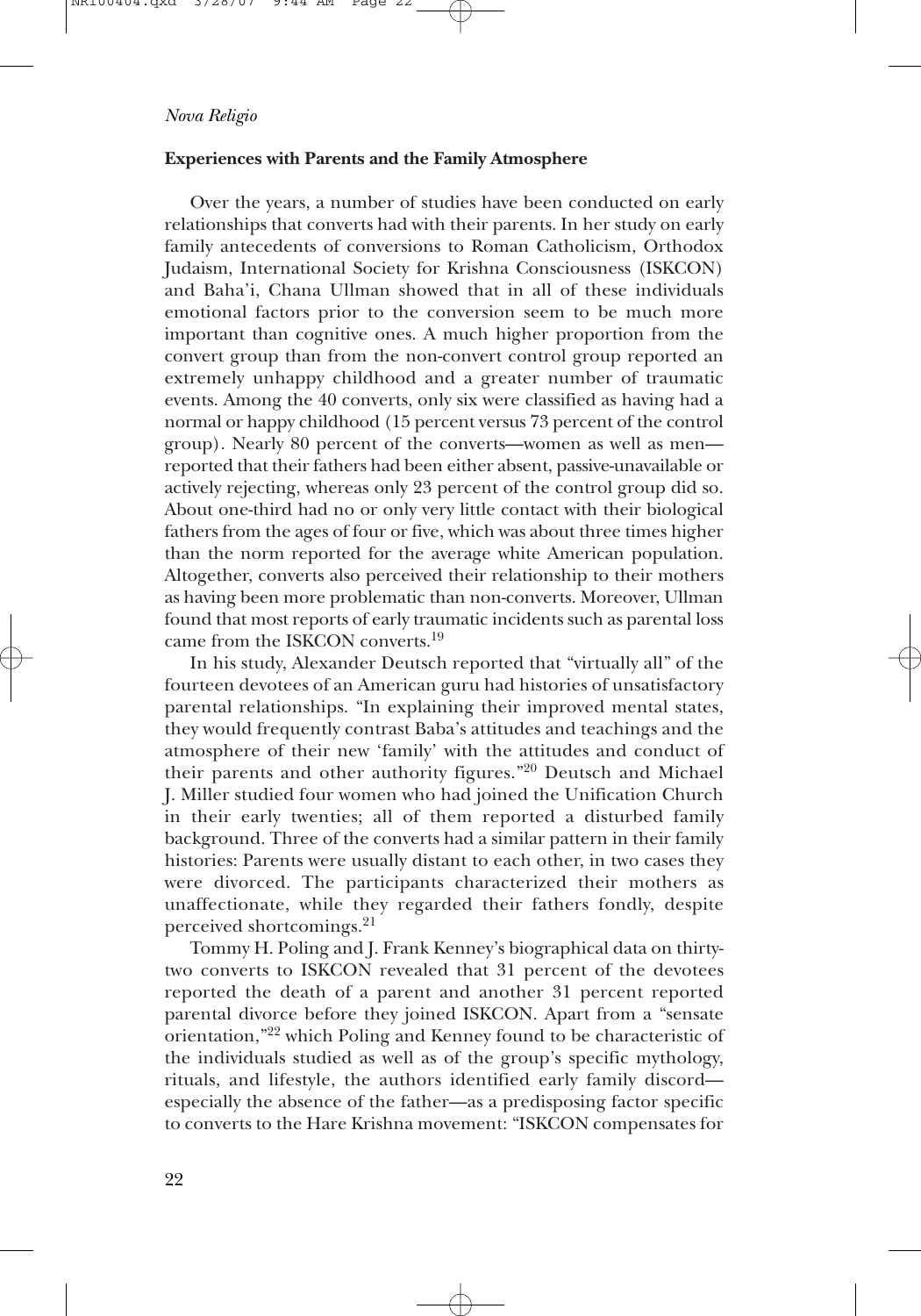### Experiences with Parents and the Family Atmosphere

Over the years, a number of studies have been conducted on early relationships that converts had with their parents. In her study on early family antecedents of conversions to Roman Catholicism, Orthodox Judaism, International Society for Krishna Consciousness (ISKCON) and Baha'i, Chana Ullman showed that in all of these individuals emotional factors prior to the conversion seem to be much more important than cognitive ones. A much higher proportion from the convert group than from the non-convert control group reported an extremely unhappy childhood and a greater number of traumatic events. Among the 40 converts, only six were classified as having had a normal or happy childhood (15 percent versus 73 percent of the control group). Nearly 80 percent of the converts—women as well as men—reported that their fathers had been either absent, passive-unavailable or actively rejecting, whereas only 23 percent of the control group did so. About one-third had no or only very little contact with their biological fathers from the ages of four or five, which was about three times higher than the norm reported for the average white American population. Altogether, converts also perceived their relationship to their mothers as having been more problematic than non-converts. Moreover, Ullman found that most reports of early traumatic incidents such as parental loss came from the ISKCON converts.[19]

In his study, Alexander Deutsch reported that "virtually all" of the fourteen devotees of an American guru had histories of unsatisfactory parental relationships. "In explaining their improved mental states, they would frequently contrast Baba's attitudes and teachings and the atmosphere of their new 'family' with the attitudes and conduct of their parents and other authority figures."[20] Deutsch and Michael J. Miller studied four women who had joined the Unification Church in their early twenties; all of them reported a disturbed family background. Three of the converts had a similar pattern in their family histories: Parents were usually distant to each other, in two cases they were divorced. The participants characterized their mothers as unaffectionate, while they regarded their fathers fondly, despite perceived shortcomings.[21]

Tommy H. Poling and J. Frank Kenney's biographical data on thirty-two converts to ISKCON revealed that 31 percent of the devotees reported the death of a parent and another 31 percent reported parental divorce before they joined ISKCON. Apart from a "sensate orientation,"[22] which Poling and Kenney found to be characteristic of the individuals studied as well as of the group's specific mythology, rituals, and lifestyle, the authors identified early family discord—especially the absence of the father—as a predisposing factor specific to converts to the Hare Krishna movement: "ISKCON compensates for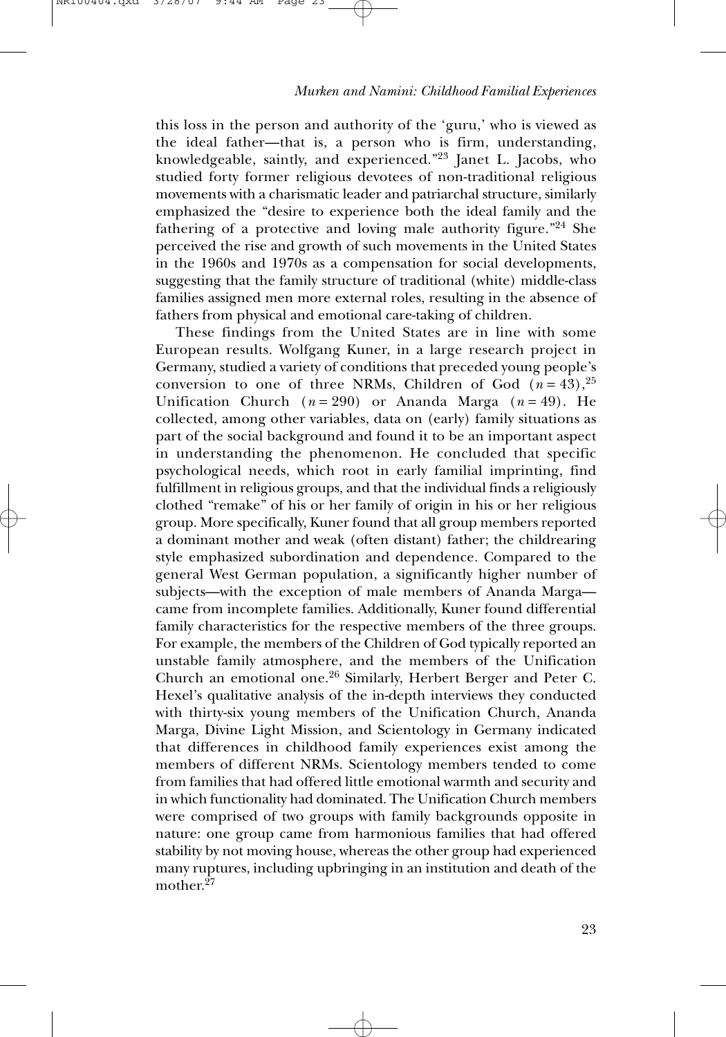this loss in the person and authority of the 'guru,' who is viewed as the ideal father—that is, a person who is firm, understanding, knowledgeable, saintly, and experienced."[23] Janet L. Jacobs, who studied forty former religious devotees of non-traditional religious movements with a charismatic leader and patriarchal structure, similarly emphasized the "desire to experience both the ideal family and the fathering of a protective and loving male authority figure."[24] She perceived the rise and growth of such movements in the United States in the 1960s and 1970s as a compensation for social developments, suggesting that the family structure of traditional (white) middle-class families assigned men more external roles, resulting in the absence of fathers from physical and emotional care-taking of children.

These findings from the United States are in line with some European results. Wolfgang Kuner, in a large research project in Germany, studied a variety of conditions that preceded young people's conversion to one of three NRMs, Children of God ($n = 43$),[25] Unification Church ($n = 290$) or Ananda Marga ($n = 49$). He collected, among other variables, data on (early) family situations as part of the social background and found it to be an important aspect in understanding the phenomenon. He concluded that specific psychological needs, which root in early familial imprinting, find fulfillment in religious groups, and that the individual finds a religiously clothed "remake" of his or her family of origin in his or her religious group. More specifically, Kuner found that all group members reported a dominant mother and weak (often distant) father; the childrearing style emphasized subordination and dependence. Compared to the general West German population, a significantly higher number of subjects—with the exception of male members of Ananda Marga—came from incomplete families. Additionally, Kuner found differential family characteristics for the respective members of the three groups. For example, the members of the Children of God typically reported an unstable family atmosphere, and the members of the Unification Church an emotional one.[26] Similarly, Herbert Berger and Peter C. Hexel's qualitative analysis of the in-depth interviews they conducted with thirty-six young members of the Unification Church, Ananda Marga, Divine Light Mission, and Scientology in Germany indicated that differences in childhood family experiences exist among the members of different NRMs. Scientology members tended to come from families that had offered little emotional warmth and security and in which functionality had dominated. The Unification Church members were comprised of two groups with family backgrounds opposite in nature: one group came from harmonious families that had offered stability by not moving house, whereas the other group had experienced many ruptures, including upbringing in an institution and death of the mother.[27]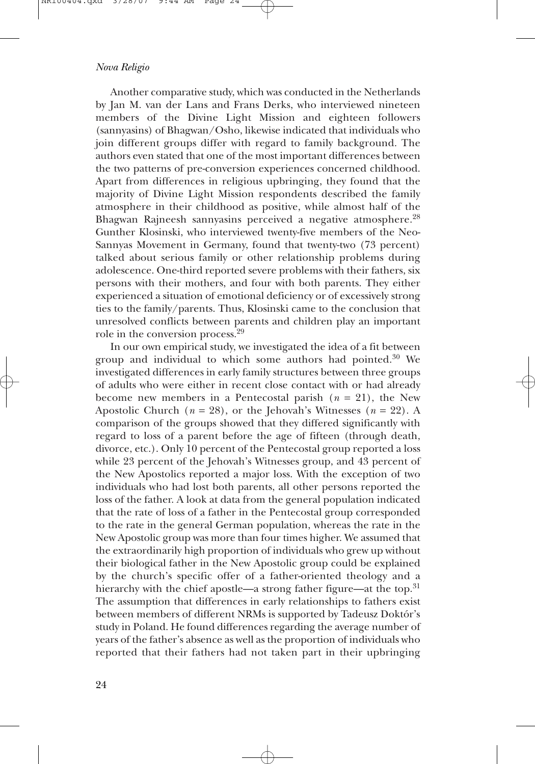Another comparative study, which was conducted in the Netherlands by Jan M. van der Lans and Frans Derks, who interviewed nineteen members of the Divine Light Mission and eighteen followers (sannyasins) of Bhagwan/Osho, likewise indicated that individuals who join different groups differ with regard to family background. The authors even stated that one of the most important differences between the two patterns of pre-conversion experiences concerned childhood. Apart from differences in religious upbringing, they found that the majority of Divine Light Mission respondents described the family atmosphere in their childhood as positive, while almost half of the Bhagwan Rajneesh sannyasins perceived a negative atmosphere.[28] Gunther Klosinski, who interviewed twenty-five members of the Neo-Sannyas Movement in Germany, found that twenty-two (73 percent) talked about serious family or other relationship problems during adolescence. One-third reported severe problems with their fathers, six persons with their mothers, and four with both parents. They either experienced a situation of emotional deficiency or of excessively strong ties to the family/parents. Thus, Klosinski came to the conclusion that unresolved conflicts between parents and children play an important role in the conversion process.[29]

In our own empirical study, we investigated the idea of a fit between group and individual to which some authors had pointed.[30] We investigated differences in early family structures between three groups of adults who were either in recent close contact with or had already become new members in a Pentecostal parish ($n$ = 21), the New Apostolic Church ($n$ = 28), or the Jehovah's Witnesses ($n$ = 22). A comparison of the groups showed that they differed significantly with regard to loss of a parent before the age of fifteen (through death, divorce, etc.). Only 10 percent of the Pentecostal group reported a loss while 23 percent of the Jehovah's Witnesses group, and 43 percent of the New Apostolics reported a major loss. With the exception of two individuals who had lost both parents, all other persons reported the loss of the father. A look at data from the general population indicated that the rate of loss of a father in the Pentecostal group corresponded to the rate in the general German population, whereas the rate in the New Apostolic group was more than four times higher. We assumed that the extraordinarily high proportion of individuals who grew up without their biological father in the New Apostolic group could be explained by the church's specific offer of a father-oriented theology and a hierarchy with the chief apostle—a strong father figure—at the top.[31] The assumption that differences in early relationships to fathers exist between members of different NRMs is supported by Tadeusz Doktór's study in Poland. He found differences regarding the average number of years of the father's absence as well as the proportion of individuals who reported that their fathers had not taken part in their upbringing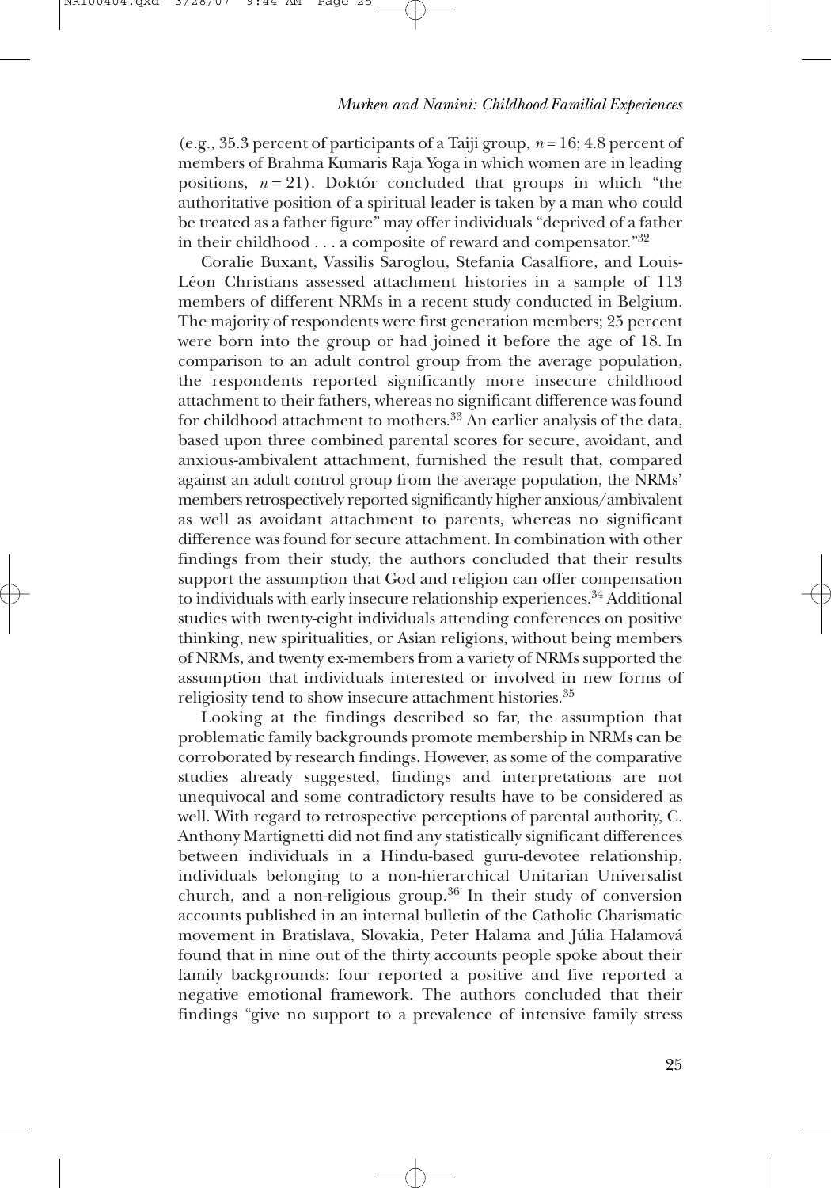(e.g., 35.3 percent of participants of a Taiji group, $n = 16$; 4.8 percent of members of Brahma Kumaris Raja Yoga in which women are in leading positions, $n = 21$). Doktór concluded that groups in which "the authoritative position of a spiritual leader is taken by a man who could be treated as a father figure" may offer individuals "deprived of a father in their childhood . . . a composite of reward and compensator."[32]

Coralie Buxant, Vassilis Saroglou, Stefania Casalfiore, and Louis-Léon Christians assessed attachment histories in a sample of 113 members of different NRMs in a recent study conducted in Belgium. The majority of respondents were first generation members; 25 percent were born into the group or had joined it before the age of 18. In comparison to an adult control group from the average population, the respondents reported significantly more insecure childhood attachment to their fathers, whereas no significant difference was found for childhood attachment to mothers.[33] An earlier analysis of the data, based upon three combined parental scores for secure, avoidant, and anxious-ambivalent attachment, furnished the result that, compared against an adult control group from the average population, the NRMs' members retrospectively reported significantly higher anxious/ambivalent as well as avoidant attachment to parents, whereas no significant difference was found for secure attachment. In combination with other findings from their study, the authors concluded that their results support the assumption that God and religion can offer compensation to individuals with early insecure relationship experiences.[34] Additional studies with twenty-eight individuals attending conferences on positive thinking, new spiritualities, or Asian religions, without being members of NRMs, and twenty ex-members from a variety of NRMs supported the assumption that individuals interested or involved in new forms of religiosity tend to show insecure attachment histories.[35]

Looking at the findings described so far, the assumption that problematic family backgrounds promote membership in NRMs can be corroborated by research findings. However, as some of the comparative studies already suggested, findings and interpretations are not unequivocal and some contradictory results have to be considered as well. With regard to retrospective perceptions of parental authority, C. Anthony Martignetti did not find any statistically significant differences between individuals in a Hindu-based guru-devotee relationship, individuals belonging to a non-hierarchical Unitarian Universalist church, and a non-religious group.[36] In their study of conversion accounts published in an internal bulletin of the Catholic Charismatic movement in Bratislava, Slovakia, Peter Halama and Júlia Halamová found that in nine out of the thirty accounts people spoke about their family backgrounds: four reported a positive and five reported a negative emotional framework. The authors concluded that their findings "give no support to a prevalence of intensive family stress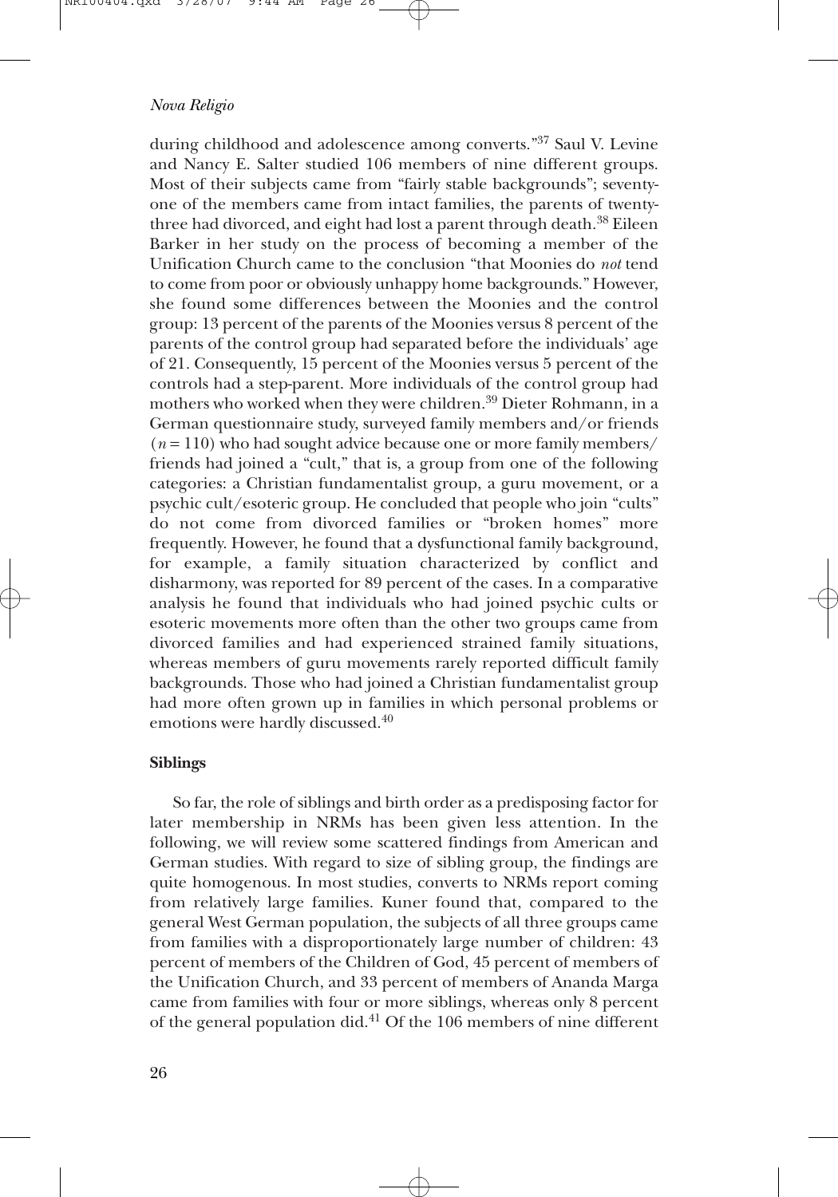during childhood and adolescence among converts."[37] Saul V. Levine and Nancy E. Salter studied 106 members of nine different groups. Most of their subjects came from "fairly stable backgrounds"; seventy-one of the members came from intact families, the parents of twenty-three had divorced, and eight had lost a parent through death.[38] Eileen Barker in her study on the process of becoming a member of the Unification Church came to the conclusion "that Moonies do *not* tend to come from poor or obviously unhappy home backgrounds." However, she found some differences between the Moonies and the control group: 13 percent of the parents of the Moonies versus 8 percent of the parents of the control group had separated before the individuals' age of 21. Consequently, 15 percent of the Moonies versus 5 percent of the controls had a step-parent. More individuals of the control group had mothers who worked when they were children.[39] Dieter Rohmann, in a German questionnaire study, surveyed family members and/or friends ($n = 110$) who had sought advice because one or more family members/friends had joined a "cult," that is, a group from one of the following categories: a Christian fundamentalist group, a guru movement, or a psychic cult/esoteric group. He concluded that people who join "cults" do not come from divorced families or "broken homes" more frequently. However, he found that a dysfunctional family background, for example, a family situation characterized by conflict and disharmony, was reported for 89 percent of the cases. In a comparative analysis he found that individuals who had joined psychic cults or esoteric movements more often than the other two groups came from divorced families and had experienced strained family situations, whereas members of guru movements rarely reported difficult family backgrounds. Those who had joined a Christian fundamentalist group had more often grown up in families in which personal problems or emotions were hardly discussed.[40]

**Siblings**

So far, the role of siblings and birth order as a predisposing factor for later membership in NRMs has been given less attention. In the following, we will review some scattered findings from American and German studies. With regard to size of sibling group, the findings are quite homogenous. In most studies, converts to NRMs report coming from relatively large families. Kuner found that, compared to the general West German population, the subjects of all three groups came from families with a disproportionately large number of children: 43 percent of members of the Children of God, 45 percent of members of the Unification Church, and 33 percent of members of Ananda Marga came from families with four or more siblings, whereas only 8 percent of the general population did.[41] Of the 106 members of nine different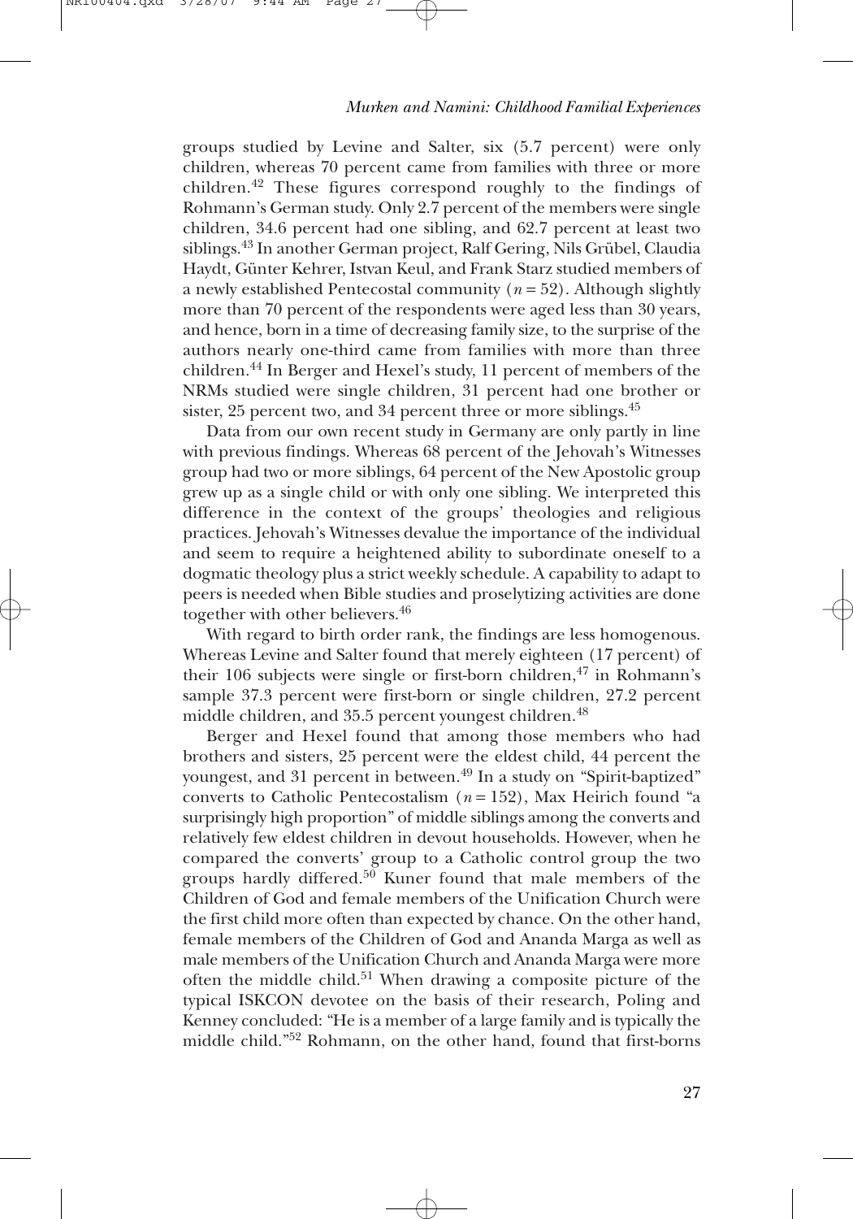groups studied by Levine and Salter, six (5.7 percent) were only children, whereas 70 percent came from families with three or more children.[42] These figures correspond roughly to the findings of Rohmann's German study. Only 2.7 percent of the members were single children, 34.6 percent had one sibling, and 62.7 percent at least two siblings.[43] In another German project, Ralf Gering, Nils Grübel, Claudia Haydt, Günter Kehrer, Istvan Keul, and Frank Starz studied members of a newly established Pentecostal community ($n = 52$). Although slightly more than 70 percent of the respondents were aged less than 30 years, and hence, born in a time of decreasing family size, to the surprise of the authors nearly one-third came from families with more than three children.[44] In Berger and Hexel's study, 11 percent of members of the NRMs studied were single children, 31 percent had one brother or sister, 25 percent two, and 34 percent three or more siblings.[45]

Data from our own recent study in Germany are only partly in line with previous findings. Whereas 68 percent of the Jehovah's Witnesses group had two or more siblings, 64 percent of the New Apostolic group grew up as a single child or with only one sibling. We interpreted this difference in the context of the groups' theologies and religious practices. Jehovah's Witnesses devalue the importance of the individual and seem to require a heightened ability to subordinate oneself to a dogmatic theology plus a strict weekly schedule. A capability to adapt to peers is needed when Bible studies and proselytizing activities are done together with other believers.[46]

With regard to birth order rank, the findings are less homogenous. Whereas Levine and Salter found that merely eighteen (17 percent) of their 106 subjects were single or first-born children,[47] in Rohmann's sample 37.3 percent were first-born or single children, 27.2 percent middle children, and 35.5 percent youngest children.[48]

Berger and Hexel found that among those members who had brothers and sisters, 25 percent were the eldest child, 44 percent the youngest, and 31 percent in between.[49] In a study on "Spirit-baptized" converts to Catholic Pentecostalism ($n = 152$), Max Heirich found "a surprisingly high proportion" of middle siblings among the converts and relatively few eldest children in devout households. However, when he compared the converts' group to a Catholic control group the two groups hardly differed.[50] Kuner found that male members of the Children of God and female members of the Unification Church were the first child more often than expected by chance. On the other hand, female members of the Children of God and Ananda Marga as well as male members of the Unification Church and Ananda Marga were more often the middle child.[51] When drawing a composite picture of the typical ISKCON devotee on the basis of their research, Poling and Kenney concluded: "He is a member of a large family and is typically the middle child."[52] Rohmann, on the other hand, found that first-borns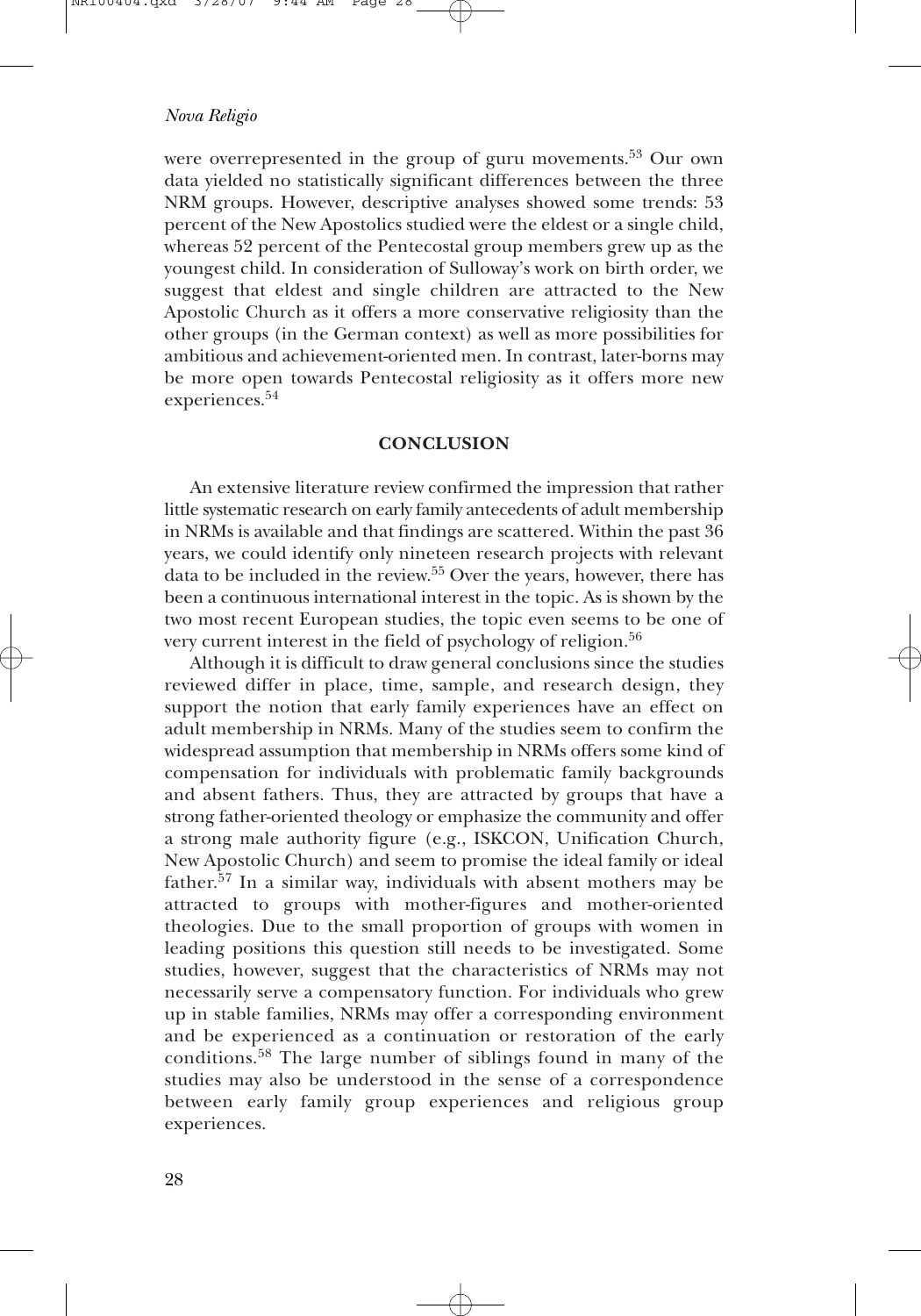were overrepresented in the group of guru movements.[53] Our own data yielded no statistically significant differences between the three NRM groups. However, descriptive analyses showed some trends: 53 percent of the New Apostolics studied were the eldest or a single child, whereas 52 percent of the Pentecostal group members grew up as the youngest child. In consideration of Sulloway's work on birth order, we suggest that eldest and single children are attracted to the New Apostolic Church as it offers a more conservative religiosity than the other groups (in the German context) as well as more possibilities for ambitious and achievement-oriented men. In contrast, later-borns may be more open towards Pentecostal religiosity as it offers more new experiences.[54]

## CONCLUSION

An extensive literature review confirmed the impression that rather little systematic research on early family antecedents of adult membership in NRMs is available and that findings are scattered. Within the past 36 years, we could identify only nineteen research projects with relevant data to be included in the review.[55] Over the years, however, there has been a continuous international interest in the topic. As is shown by the two most recent European studies, the topic even seems to be one of very current interest in the field of psychology of religion.[56]

Although it is difficult to draw general conclusions since the studies reviewed differ in place, time, sample, and research design, they support the notion that early family experiences have an effect on adult membership in NRMs. Many of the studies seem to confirm the widespread assumption that membership in NRMs offers some kind of compensation for individuals with problematic family backgrounds and absent fathers. Thus, they are attracted by groups that have a strong father-oriented theology or emphasize the community and offer a strong male authority figure (e.g., ISKCON, Unification Church, New Apostolic Church) and seem to promise the ideal family or ideal father.[57] In a similar way, individuals with absent mothers may be attracted to groups with mother-figures and mother-oriented theologies. Due to the small proportion of groups with women in leading positions this question still needs to be investigated. Some studies, however, suggest that the characteristics of NRMs may not necessarily serve a compensatory function. For individuals who grew up in stable families, NRMs may offer a corresponding environment and be experienced as a continuation or restoration of the early conditions.[58] The large number of siblings found in many of the studies may also be understood in the sense of a correspondence between early family group experiences and religious group experiences.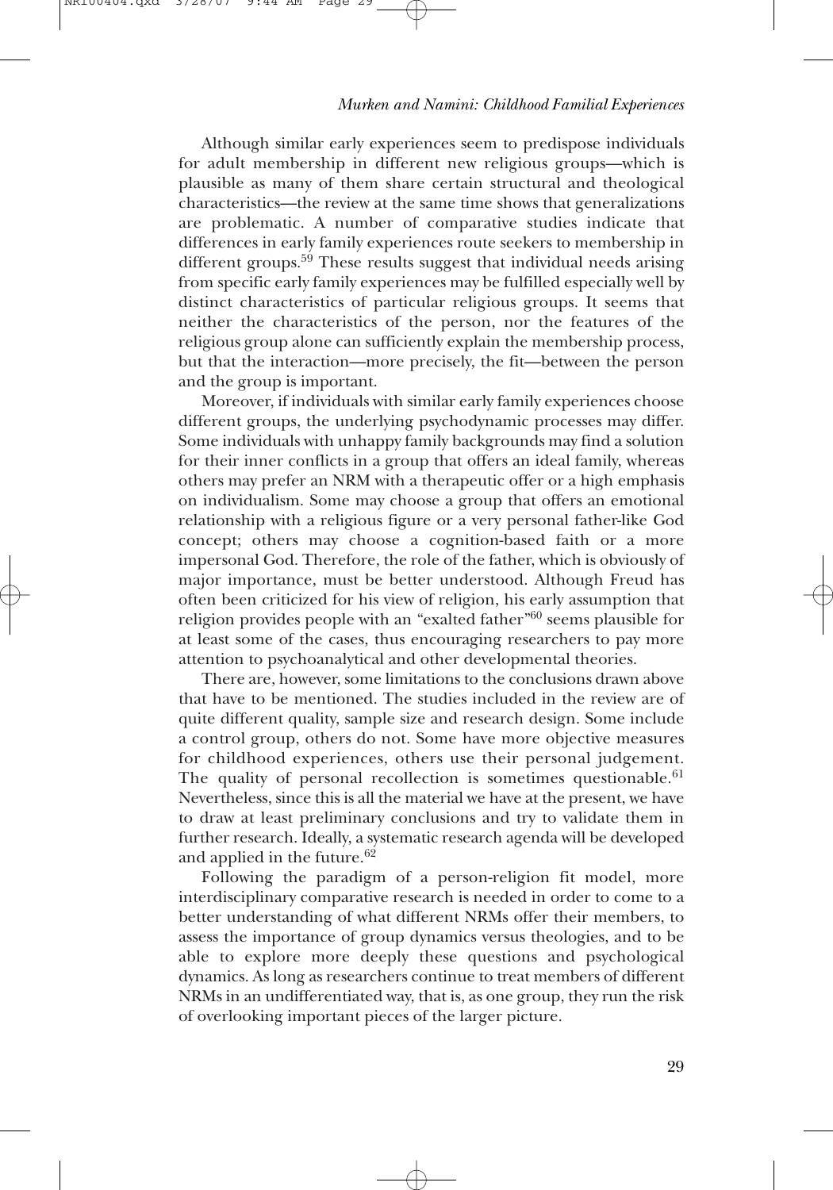Although similar early experiences seem to predispose individuals for adult membership in different new religious groups—which is plausible as many of them share certain structural and theological characteristics—the review at the same time shows that generalizations are problematic. A number of comparative studies indicate that differences in early family experiences route seekers to membership in different groups.[59] These results suggest that individual needs arising from specific early family experiences may be fulfilled especially well by distinct characteristics of particular religious groups. It seems that neither the characteristics of the person, nor the features of the religious group alone can sufficiently explain the membership process, but that the interaction—more precisely, the fit—between the person and the group is important.

Moreover, if individuals with similar early family experiences choose different groups, the underlying psychodynamic processes may differ. Some individuals with unhappy family backgrounds may find a solution for their inner conflicts in a group that offers an ideal family, whereas others may prefer an NRM with a therapeutic offer or a high emphasis on individualism. Some may choose a group that offers an emotional relationship with a religious figure or a very personal father-like God concept; others may choose a cognition-based faith or a more impersonal God. Therefore, the role of the father, which is obviously of major importance, must be better understood. Although Freud has often been criticized for his view of religion, his early assumption that religion provides people with an "exalted father"[60] seems plausible for at least some of the cases, thus encouraging researchers to pay more attention to psychoanalytical and other developmental theories.

There are, however, some limitations to the conclusions drawn above that have to be mentioned. The studies included in the review are of quite different quality, sample size and research design. Some include a control group, others do not. Some have more objective measures for childhood experiences, others use their personal judgement. The quality of personal recollection is sometimes questionable.[61] Nevertheless, since this is all the material we have at the present, we have to draw at least preliminary conclusions and try to validate them in further research. Ideally, a systematic research agenda will be developed and applied in the future.[62]

Following the paradigm of a person-religion fit model, more interdisciplinary comparative research is needed in order to come to a better understanding of what different NRMs offer their members, to assess the importance of group dynamics versus theologies, and to be able to explore more deeply these questions and psychological dynamics. As long as researchers continue to treat members of different NRMs in an undifferentiated way, that is, as one group, they run the risk of overlooking important pieces of the larger picture.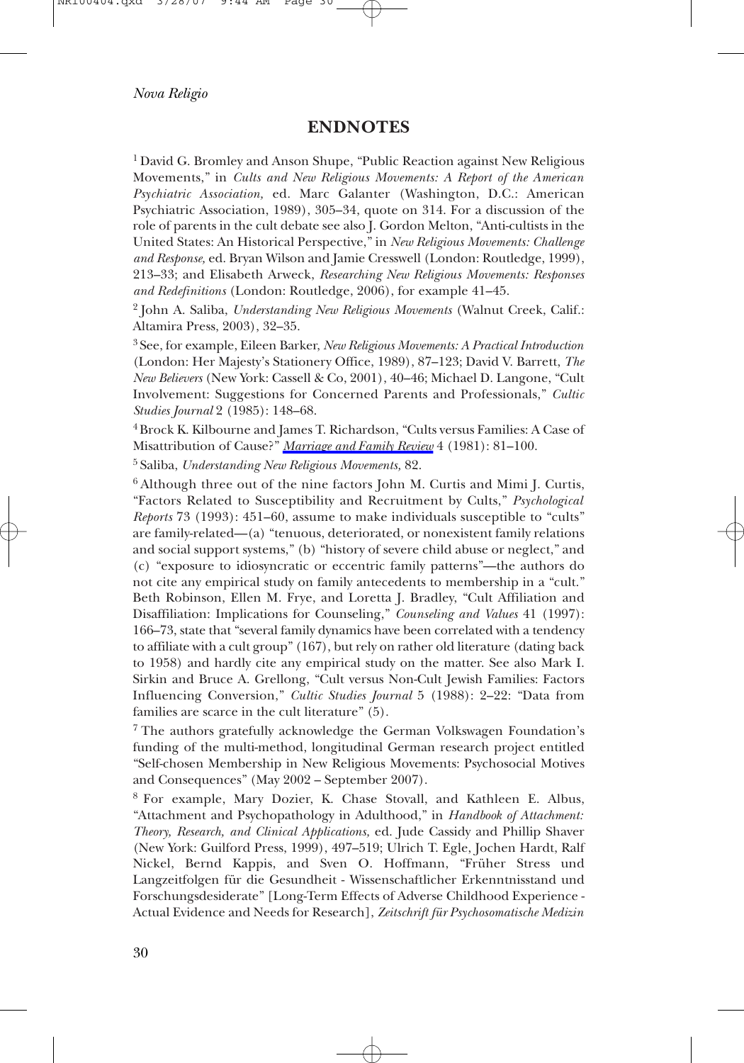## ENDNOTES

[1] David G. Bromley and Anson Shupe, "Public Reaction against New Religious Movements," in *Cults and New Religious Movements: A Report of the American Psychiatric Association,* ed. Marc Galanter (Washington, D.C.: American Psychiatric Association, 1989), 305–34, quote on 314. For a discussion of the role of parents in the cult debate see also J. Gordon Melton, "Anti-cultists in the United States: An Historical Perspective," in *New Religious Movements: Challenge and Response,* ed. Bryan Wilson and Jamie Cresswell (London: Routledge, 1999), 213–33; and Elisabeth Arweck, *Researching New Religious Movements: Responses and Redefinitions* (London: Routledge, 2006), for example 41–45.

[2] John A. Saliba, *Understanding New Religious Movements* (Walnut Creek, Calif.: Altamira Press, 2003), 32–35.

[3] See, for example, Eileen Barker, *New Religious Movements: A Practical Introduction* (London: Her Majesty's Stationery Office, 1989), 87–123; David V. Barrett, *The New Believers* (New York: Cassell & Co, 2001), 40–46; Michael D. Langone, "Cult Involvement: Suggestions for Concerned Parents and Professionals," *Cultic Studies Journal* 2 (1985): 148–68.

[4] Brock K. Kilbourne and James T. Richardson, "Cults versus Families: A Case of Misattribution of Cause?" *Marriage and Family Review* 4 (1981): 81–100.

[5] Saliba, *Understanding New Religious Movements,* 82.

[6] Although three out of the nine factors John M. Curtis and Mimi J. Curtis, "Factors Related to Susceptibility and Recruitment by Cults," *Psychological Reports* 73 (1993): 451–60, assume to make individuals susceptible to "cults" are family-related—(a) "tenuous, deteriorated, or nonexistent family relations and social support systems," (b) "history of severe child abuse or neglect," and (c) "exposure to idiosyncratic or eccentric family patterns"—the authors do not cite any empirical study on family antecedents to membership in a "cult." Beth Robinson, Ellen M. Frye, and Loretta J. Bradley, "Cult Affiliation and Disaffiliation: Implications for Counseling," *Counseling and Values* 41 (1997): 166–73, state that "several family dynamics have been correlated with a tendency to affiliate with a cult group" (167), but rely on rather old literature (dating back to 1958) and hardly cite any empirical study on the matter. See also Mark I. Sirkin and Bruce A. Grellong, "Cult versus Non-Cult Jewish Families: Factors Influencing Conversion," *Cultic Studies Journal* 5 (1988): 2–22: "Data from families are scarce in the cult literature" (5).

[7] The authors gratefully acknowledge the German Volkswagen Foundation's funding of the multi-method, longitudinal German research project entitled "Self-chosen Membership in New Religious Movements: Psychosocial Motives and Consequences" (May 2002 – September 2007).

[8] For example, Mary Dozier, K. Chase Stovall, and Kathleen E. Albus, "Attachment and Psychopathology in Adulthood," in *Handbook of Attachment: Theory, Research, and Clinical Applications,* ed. Jude Cassidy and Phillip Shaver (New York: Guilford Press, 1999), 497–519; Ulrich T. Egle, Jochen Hardt, Ralf Nickel, Bernd Kappis, and Sven O. Hoffmann, "Früher Stress und Langzeitfolgen für die Gesundheit - Wissenschaftlicher Erkenntnisstand und Forschungsdesiderate" [Long-Term Effects of Adverse Childhood Experience - Actual Evidence and Needs for Research], *Zeitschrift für Psychosomatische Medizin*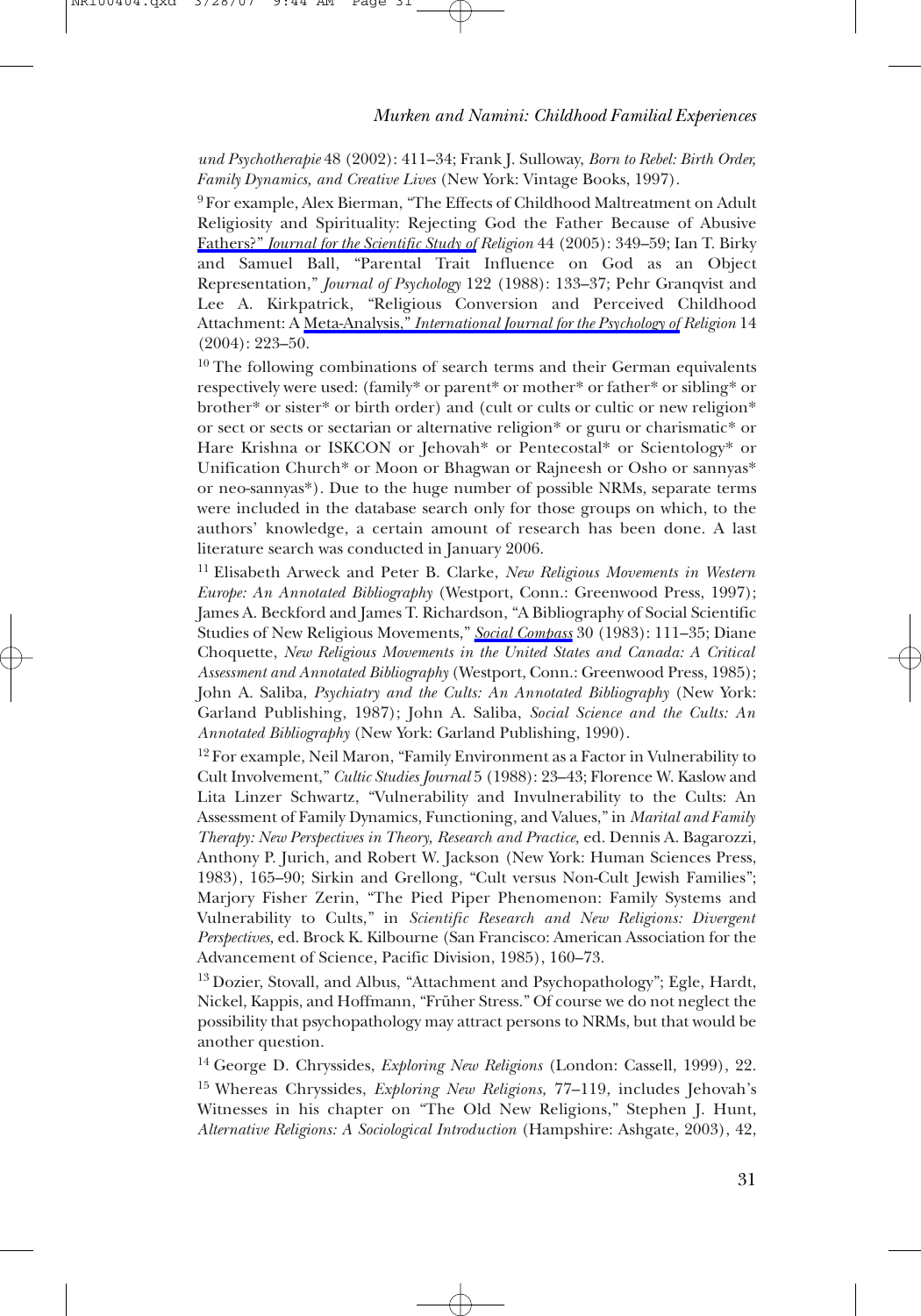*und Psychotherapie* 48 (2002): 411–34; Frank J. Sulloway, *Born to Rebel: Birth Order, Family Dynamics, and Creative Lives* (New York: Vintage Books, 1997).

[9] For example, Alex Bierman, "The Effects of Childhood Maltreatment on Adult Religiosity and Spirituality: Rejecting God the Father Because of Abusive Fathers?" *Journal for the Scientific Study of Religion* 44 (2005): 349–59; Ian T. Birky and Samuel Ball, "Parental Trait Influence on God as an Object Representation," *Journal of Psychology* 122 (1988): 133–37; Pehr Granqvist and Lee A. Kirkpatrick, "Religious Conversion and Perceived Childhood Attachment: A Meta-Analysis," *International Journal for the Psychology of Religion* 14 (2004): 223–50.

[10] The following combinations of search terms and their German equivalents respectively were used: (family* or parent* or mother* or father* or sibling* or brother* or sister* or birth order) and (cult or cults or cultic or new religion* or sect or sects or sectarian or alternative religion* or guru or charismatic* or Hare Krishna or ISKCON or Jehovah* or Pentecostal* or Scientology* or Unification Church* or Moon or Bhagwan or Rajneesh or Osho or sannyas* or neo-sannyas*). Due to the huge number of possible NRMs, separate terms were included in the database search only for those groups on which, to the authors' knowledge, a certain amount of research has been done. A last literature search was conducted in January 2006.

[11] Elisabeth Arweck and Peter B. Clarke, *New Religious Movements in Western Europe: An Annotated Bibliography* (Westport, Conn.: Greenwood Press, 1997); James A. Beckford and James T. Richardson, "A Bibliography of Social Scientific Studies of New Religious Movements," *Social Compass* 30 (1983): 111–35; Diane Choquette, *New Religious Movements in the United States and Canada: A Critical Assessment and Annotated Bibliography* (Westport, Conn.: Greenwood Press, 1985); John A. Saliba, *Psychiatry and the Cults: An Annotated Bibliography* (New York: Garland Publishing, 1987); John A. Saliba, *Social Science and the Cults: An Annotated Bibliography* (New York: Garland Publishing, 1990).

[12] For example, Neil Maron, "Family Environment as a Factor in Vulnerability to Cult Involvement," *Cultic Studies Journal* 5 (1988): 23–43; Florence W. Kaslow and Lita Linzer Schwartz, "Vulnerability and Invulnerability to the Cults: An Assessment of Family Dynamics, Functioning, and Values," in *Marital and Family Therapy: New Perspectives in Theory, Research and Practice,* ed. Dennis A. Bagarozzi, Anthony P. Jurich, and Robert W. Jackson (New York: Human Sciences Press, 1983), 165–90; Sirkin and Grellong, "Cult versus Non-Cult Jewish Families"; Marjory Fisher Zerin, "The Pied Piper Phenomenon: Family Systems and Vulnerability to Cults," in *Scientific Research and New Religions: Divergent Perspectives,* ed. Brock K. Kilbourne (San Francisco: American Association for the Advancement of Science, Pacific Division, 1985), 160–73.

[13] Dozier, Stovall, and Albus, "Attachment and Psychopathology"; Egle, Hardt, Nickel, Kappis, and Hoffmann, "Früher Stress." Of course we do not neglect the possibility that psychopathology may attract persons to NRMs, but that would be another question.

[14] George D. Chryssides, *Exploring New Religions* (London: Cassell, 1999), 22.

[15] Whereas Chryssides, *Exploring New Religions,* 77–119, includes Jehovah's Witnesses in his chapter on "The Old New Religions," Stephen J. Hunt, *Alternative Religions: A Sociological Introduction* (Hampshire: Ashgate, 2003), 42,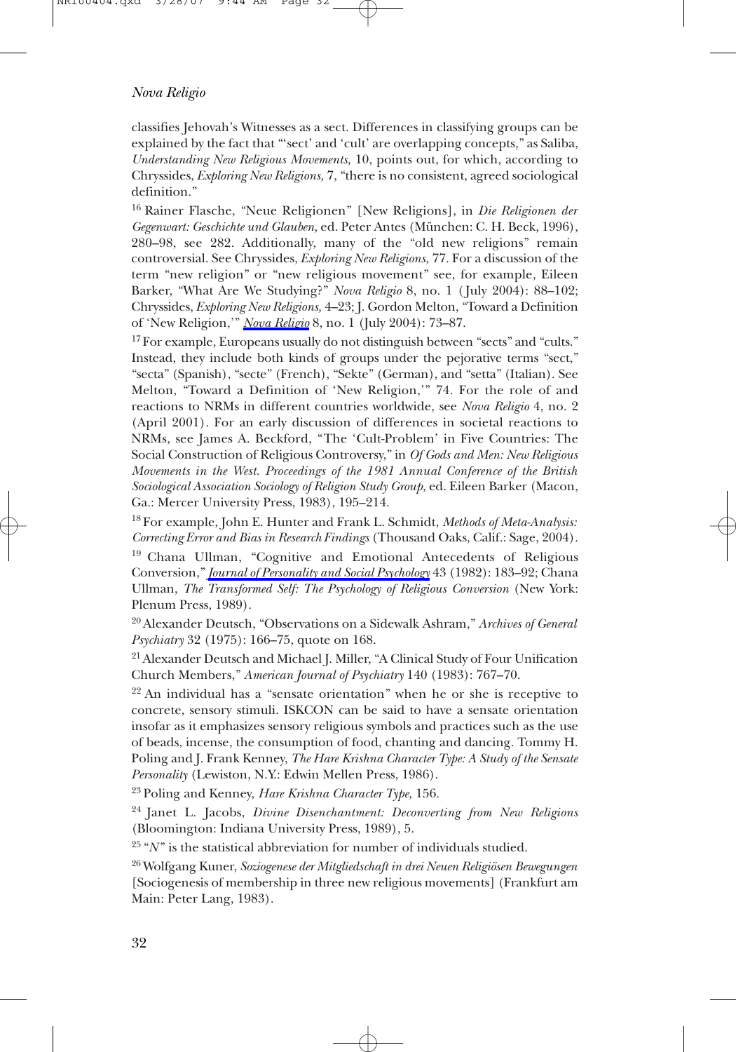classifies Jehovah's Witnesses as a sect. Differences in classifying groups can be explained by the fact that "'sect' and 'cult' are overlapping concepts," as Saliba, *Understanding New Religious Movements,* 10, points out, for which, according to Chryssides, *Exploring New Religions,* 7, "there is no consistent, agreed sociological definition."

[16] Rainer Flasche, "Neue Religionen" [New Religions], in *Die Religionen der Gegenwart: Geschichte und Glauben,* ed. Peter Antes (München: C. H. Beck, 1996), 280–98, see 282. Additionally, many of the "old new religions" remain controversial. See Chryssides, *Exploring New Religions,* 77. For a discussion of the term "new religion" or "new religious movement" see, for example, Eileen Barker, "What Are We Studying?" *Nova Religio* 8, no. 1 (July 2004): 88–102; Chryssides, *Exploring New Religions,* 4–23; J. Gordon Melton, "Toward a Definition of 'New Religion,'" *Nova Religio* 8, no. 1 (July 2004): 73–87.

[17] For example, Europeans usually do not distinguish between "sects" and "cults." Instead, they include both kinds of groups under the pejorative terms "sect," "secta" (Spanish), "secte" (French), "Sekte" (German), and "setta" (Italian). See Melton, "Toward a Definition of 'New Religion,'" 74. For the role of and reactions to NRMs in different countries worldwide, see *Nova Religio* 4, no. 2 (April 2001). For an early discussion of differences in societal reactions to NRMs, see James A. Beckford, "The 'Cult-Problem' in Five Countries: The Social Construction of Religious Controversy," in *Of Gods and Men: New Religious Movements in the West. Proceedings of the 1981 Annual Conference of the British Sociological Association Sociology of Religion Study Group,* ed. Eileen Barker (Macon, Ga.: Mercer University Press, 1983), 195–214.

[18] For example, John E. Hunter and Frank L. Schmidt, *Methods of Meta-Analysis: Correcting Error and Bias in Research Findings* (Thousand Oaks, Calif.: Sage, 2004).

[19] Chana Ullman, "Cognitive and Emotional Antecedents of Religious Conversion," *Journal of Personality and Social Psychology* 43 (1982): 183–92; Chana Ullman, *The Transformed Self: The Psychology of Religious Conversion* (New York: Plenum Press, 1989).

[20] Alexander Deutsch, "Observations on a Sidewalk Ashram," *Archives of General Psychiatry* 32 (1975): 166–75, quote on 168.

[21] Alexander Deutsch and Michael J. Miller, "A Clinical Study of Four Unification Church Members," *American Journal of Psychiatry* 140 (1983): 767–70.

[22] An individual has a "sensate orientation" when he or she is receptive to concrete, sensory stimuli. ISKCON can be said to have a sensate orientation insofar as it emphasizes sensory religious symbols and practices such as the use of beads, incense, the consumption of food, chanting and dancing. Tommy H. Poling and J. Frank Kenney, *The Hare Krishna Character Type: A Study of the Sensate Personality* (Lewiston, N.Y.: Edwin Mellen Press, 1986).

[23] Poling and Kenney, *Hare Krishna Character Type,* 156.

[24] Janet L. Jacobs, *Divine Disenchantment: Deconverting from New Religions* (Bloomington: Indiana University Press, 1989), 5.

[25] "*N*" is the statistical abbreviation for number of individuals studied.

[26] Wolfgang Kuner, *Soziogenese der Mitgliedschaft in drei Neuen Religiösen Bewegungen* [Sociogenesis of membership in three new religious movements] (Frankfurt am Main: Peter Lang, 1983).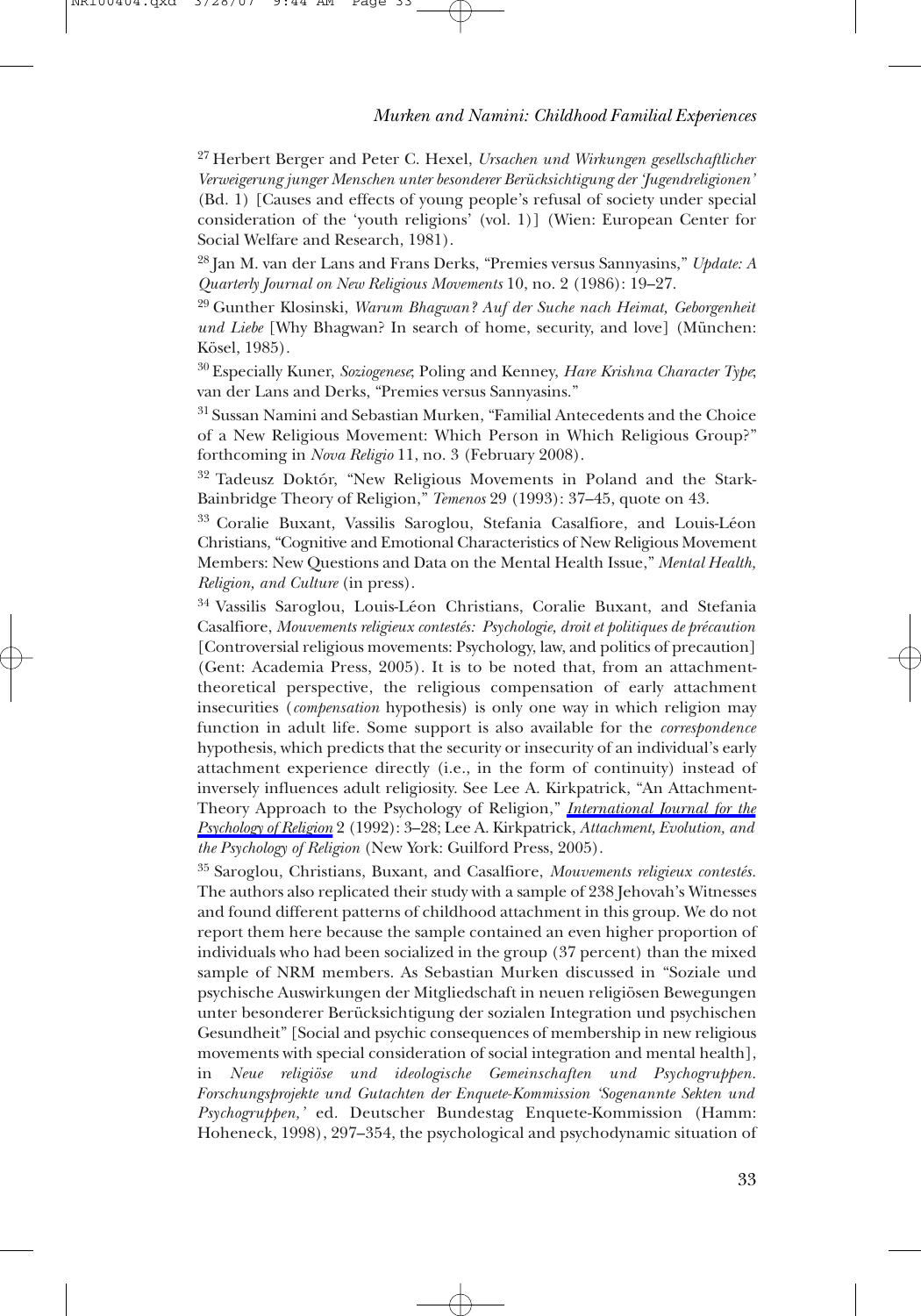[27] Herbert Berger and Peter C. Hexel, *Ursachen und Wirkungen gesellschaftlicher Verweigerung junger Menschen unter besonderer Berücksichtigung der 'Jugendreligionen'* (Bd. 1) [Causes and effects of young people's refusal of society under special consideration of the 'youth religions' (vol. 1)] (Wien: European Center for Social Welfare and Research, 1981).

[28] Jan M. van der Lans and Frans Derks, "Premies versus Sannyasins," *Update: A Quarterly Journal on New Religious Movements* 10, no. 2 (1986): 19–27.

[29] Gunther Klosinski, *Warum Bhagwan? Auf der Suche nach Heimat, Geborgenheit und Liebe* [Why Bhagwan? In search of home, security, and love] (München: Kösel, 1985).

[30] Especially Kuner, *Soziogenese*; Poling and Kenney, *Hare Krishna Character Type*; van der Lans and Derks, "Premies versus Sannyasins."

[31] Sussan Namini and Sebastian Murken, "Familial Antecedents and the Choice of a New Religious Movement: Which Person in Which Religious Group?" forthcoming in *Nova Religio* 11, no. 3 (February 2008).

[32] Tadeusz Doktór, "New Religious Movements in Poland and the Stark-Bainbridge Theory of Religion," *Temenos* 29 (1993): 37–45, quote on 43.

[33] Coralie Buxant, Vassilis Saroglou, Stefania Casalfiore, and Louis-Léon Christians, "Cognitive and Emotional Characteristics of New Religious Movement Members: New Questions and Data on the Mental Health Issue," *Mental Health, Religion, and Culture* (in press).

[34] Vassilis Saroglou, Louis-Léon Christians, Coralie Buxant, and Stefania Casalfiore, *Mouvements religieux contestés: Psychologie, droit et politiques de précaution* [Controversial religious movements: Psychology, law, and politics of precaution] (Gent: Academia Press, 2005). It is to be noted that, from an attachment-theoretical perspective, the religious compensation of early attachment insecurities (*compensation* hypothesis) is only one way in which religion may function in adult life. Some support is also available for the *correspondence* hypothesis, which predicts that the security or insecurity of an individual's early attachment experience directly (i.e., in the form of continuity) instead of inversely influences adult religiosity. See Lee A. Kirkpatrick, "An Attachment-Theory Approach to the Psychology of Religion," *International Journal for the Psychology of Religion* 2 (1992): 3–28; Lee A. Kirkpatrick, *Attachment, Evolution, and the Psychology of Religion* (New York: Guilford Press, 2005).

[35] Saroglou, Christians, Buxant, and Casalfiore, *Mouvements religieux contestés.* The authors also replicated their study with a sample of 238 Jehovah's Witnesses and found different patterns of childhood attachment in this group. We do not report them here because the sample contained an even higher proportion of individuals who had been socialized in the group (37 percent) than the mixed sample of NRM members. As Sebastian Murken discussed in "Soziale und psychische Auswirkungen der Mitgliedschaft in neuen religiösen Bewegungen unter besonderer Berücksichtigung der sozialen Integration und psychischen Gesundheit" [Social and psychic consequences of membership in new religious movements with special consideration of social integration and mental health], in *Neue religiöse und ideologische Gemeinschaften und Psychogruppen. Forschungsprojekte und Gutachten der Enquete-Kommission 'Sogenannte Sekten und Psychogruppen,'* ed. Deutscher Bundestag Enquete-Kommission (Hamm: Hoheneck, 1998), 297–354, the psychological and psychodynamic situation of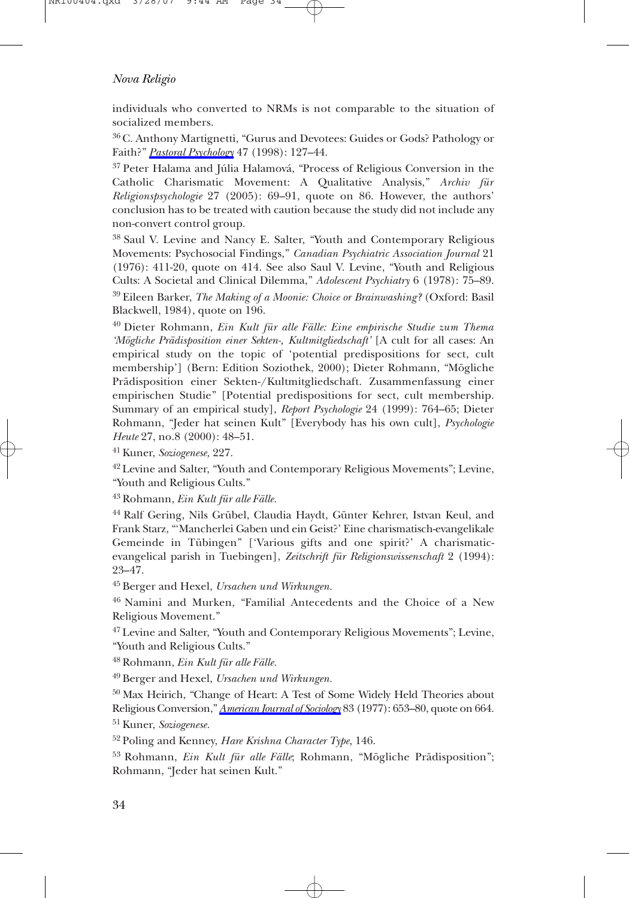individuals who converted to NRMs is not comparable to the situation of socialized members.

[36] C. Anthony Martignetti, "Gurus and Devotees: Guides or Gods? Pathology or Faith?" *Pastoral Psychology* 47 (1998): 127–44.

[37] Peter Halama and Júlia Halamová, "Process of Religious Conversion in the Catholic Charismatic Movement: A Qualitative Analysis," *Archiv für Religionspsychologie* 27 (2005): 69–91, quote on 86. However, the authors' conclusion has to be treated with caution because the study did not include any non-convert control group.

[38] Saul V. Levine and Nancy E. Salter, "Youth and Contemporary Religious Movements: Psychosocial Findings," *Canadian Psychiatric Association Journal* 21 (1976): 411-20, quote on 414. See also Saul V. Levine, "Youth and Religious Cults: A Societal and Clinical Dilemma," *Adolescent Psychiatry* 6 (1978): 75–89.

[39] Eileen Barker, *The Making of a Moonie: Choice or Brainwashing?* (Oxford: Basil Blackwell, 1984), quote on 196.

[40] Dieter Rohmann, *Ein Kult für alle Fälle: Eine empirische Studie zum Thema 'Mögliche Prädisposition einer Sekten-, Kultmitgliedschaft'* [A cult for all cases: An empirical study on the topic of 'potential predispositions for sect, cult membership'] (Bern: Edition Soziothek, 2000); Dieter Rohmann, "Mögliche Prädisposition einer Sekten-/Kultmitgliedschaft. Zusammenfassung einer empirischen Studie" [Potential predispositions for sect, cult membership. Summary of an empirical study], *Report Psychologie* 24 (1999): 764–65; Dieter Rohmann, "Jeder hat seinen Kult" [Everybody has his own cult], *Psychologie Heute* 27, no.8 (2000): 48–51.

[41] Kuner, *Soziogenese,* 227.

[42] Levine and Salter, "Youth and Contemporary Religious Movements"; Levine, "Youth and Religious Cults."

[43] Rohmann, *Ein Kult für alle Fälle.*

[44] Ralf Gering, Nils Grübel, Claudia Haydt, Günter Kehrer, Istvan Keul, and Frank Starz, "'Mancherlei Gaben und ein Geist?' Eine charismatisch-evangelikale Gemeinde in Tübingen" ['Various gifts and one spirit?' A charismatic-evangelical parish in Tuebingen], *Zeitschrift für Religionswissenschaft* 2 (1994): 23–47.

[45] Berger and Hexel, *Ursachen und Wirkungen.*

[46] Namini and Murken, "Familial Antecedents and the Choice of a New Religious Movement."

[47] Levine and Salter, "Youth and Contemporary Religious Movements"; Levine, "Youth and Religious Cults."

[48] Rohmann, *Ein Kult für alle Fälle.*

[49] Berger and Hexel, *Ursachen und Wirkungen.*

[50] Max Heirich, "Change of Heart: A Test of Some Widely Held Theories about Religious Conversion," *American Journal of Sociology* 83 (1977): 653–80, quote on 664.

[51] Kuner, *Soziogenese.*

[52] Poling and Kenney, *Hare Krishna Character Type,* 146.

[53] Rohmann, *Ein Kult für alle Fälle*; Rohmann, "Mögliche Prädisposition"; Rohmann, "Jeder hat seinen Kult."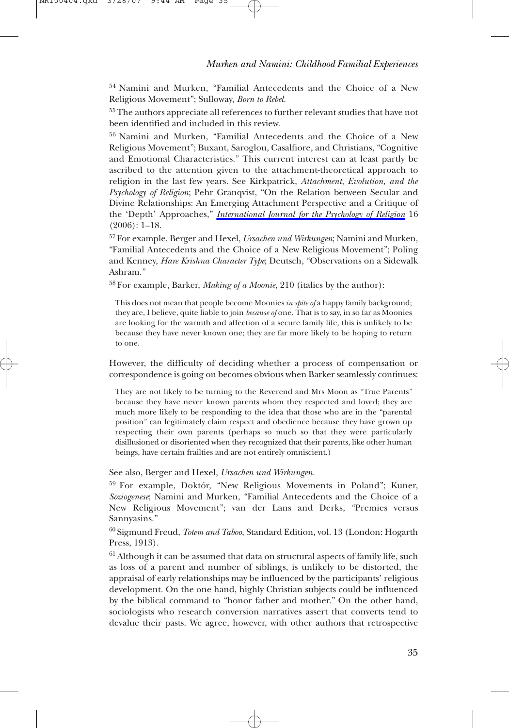[54] Namini and Murken, "Familial Antecedents and the Choice of a New Religious Movement"; Sulloway, *Born to Rebel*.

[55] The authors appreciate all references to further relevant studies that have not been identified and included in this review.

[56] Namini and Murken, "Familial Antecedents and the Choice of a New Religious Movement"; Buxant, Saroglou, Casalfiore, and Christians, "Cognitive and Emotional Characteristics." This current interest can at least partly be ascribed to the attention given to the attachment-theoretical approach to religion in the last few years. See Kirkpatrick, *Attachment, Evolution, and the Psychology of Religion*; Pehr Granqvist, "On the Relation between Secular and Divine Relationships: An Emerging Attachment Perspective and a Critique of the 'Depth' Approaches," *International Journal for the Psychology of Religion* 16 (2006): 1–18.

[57] For example, Berger and Hexel, *Ursachen und Wirkungen*; Namini and Murken, "Familial Antecedents and the Choice of a New Religious Movement"; Poling and Kenney, *Hare Krishna Character Type*; Deutsch, "Observations on a Sidewalk Ashram."

[58] For example, Barker, *Making of a Moonie,* 210 (italics by the author):

> This does not mean that people become Moonies *in spite of* a happy family background; they are, I believe, quite liable to join *because of* one. That is to say, in so far as Moonies are looking for the warmth and affection of a secure family life, this is unlikely to be because they have never known one; they are far more likely to be hoping to return to one.

However, the difficulty of deciding whether a process of compensation or correspondence is going on becomes obvious when Barker seamlessly continues:

> They are not likely to be turning to the Reverend and Mrs Moon as "True Parents" because they have never known parents whom they respected and loved; they are much more likely to be responding to the idea that those who are in the "parental position" can legitimately claim respect and obedience because they have grown up respecting their own parents (perhaps so much so that they were particularly disillusioned or disoriented when they recognized that their parents, like other human beings, have certain frailties and are not entirely omniscient.)

See also, Berger and Hexel, *Ursachen und Wirkungen*.

[59] For example, Doktór, "New Religious Movements in Poland"; Kuner, *Soziogenese*; Namini and Murken, "Familial Antecedents and the Choice of a New Religious Movement"; van der Lans and Derks, "Premies versus Sannyasins."

[60] Sigmund Freud, *Totem and Taboo,* Standard Edition, vol. 13 (London: Hogarth Press, 1913).

[61] Although it can be assumed that data on structural aspects of family life, such as loss of a parent and number of siblings, is unlikely to be distorted, the appraisal of early relationships may be influenced by the participants' religious development. On the one hand, highly Christian subjects could be influenced by the biblical command to "honor father and mother." On the other hand, sociologists who research conversion narratives assert that converts tend to devalue their pasts. We agree, however, with other authors that retrospective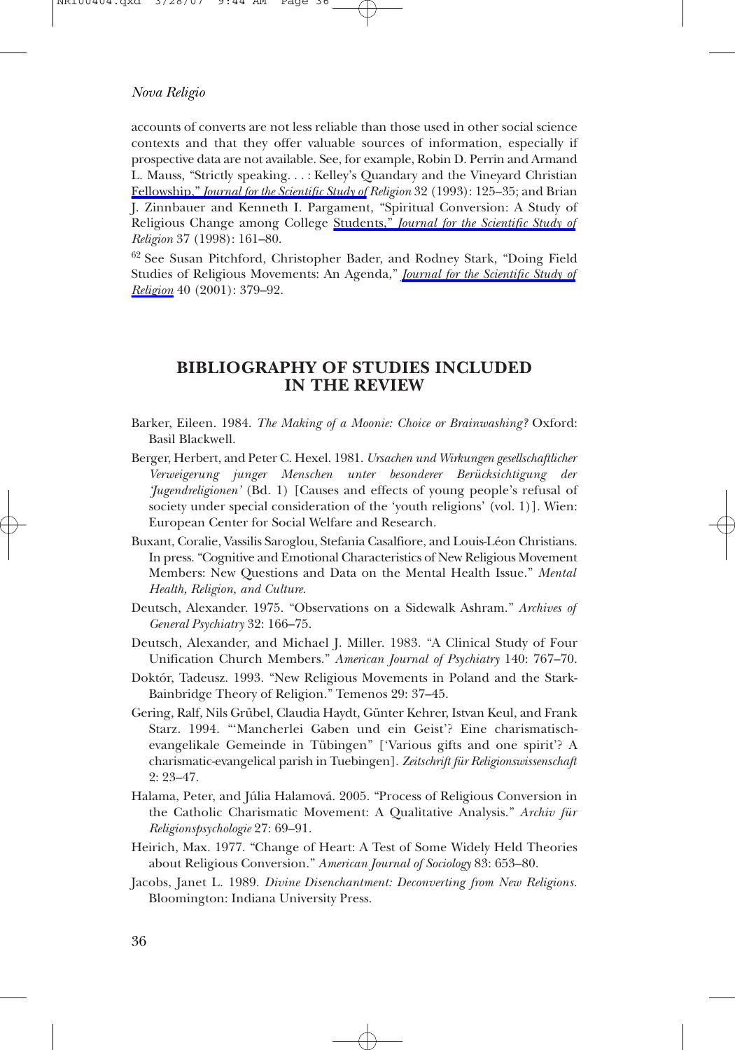accounts of converts are not less reliable than those used in other social science contexts and that they offer valuable sources of information, especially if prospective data are not available. See, for example, Robin D. Perrin and Armand L. Mauss, "Strictly speaking. . . : Kelley's Quandary and the Vineyard Christian Fellowship," *Journal for the Scientific Study of Religion* 32 (1993): 125–35; and Brian J. Zinnbauer and Kenneth I. Pargament, "Spiritual Conversion: A Study of Religious Change among College Students," *Journal for the Scientific Study of Religion* 37 (1998): 161–80.

[62] See Susan Pitchford, Christopher Bader, and Rodney Stark, "Doing Field Studies of Religious Movements: An Agenda," *Journal for the Scientific Study of Religion* 40 (2001): 379–92.

## BIBLIOGRAPHY OF STUDIES INCLUDED IN THE REVIEW

Barker, Eileen. 1984. *The Making of a Moonie: Choice or Brainwashing?* Oxford: Basil Blackwell.

Berger, Herbert, and Peter C. Hexel. 1981. *Ursachen und Wirkungen gesellschaftlicher Verweigerung junger Menschen unter besonderer Berücksichtigung der 'Jugendreligionen'* (Bd. 1) [Causes and effects of young people's refusal of society under special consideration of the 'youth religions' (vol. 1)]. Wien: European Center for Social Welfare and Research.

Buxant, Coralie, Vassilis Saroglou, Stefania Casalfiore, and Louis-Léon Christians. In press. "Cognitive and Emotional Characteristics of New Religious Movement Members: New Questions and Data on the Mental Health Issue." *Mental Health, Religion, and Culture.*

Deutsch, Alexander. 1975. "Observations on a Sidewalk Ashram." *Archives of General Psychiatry* 32: 166–75.

Deutsch, Alexander, and Michael J. Miller. 1983. "A Clinical Study of Four Unification Church Members." *American Journal of Psychiatry* 140: 767–70.

Doktór, Tadeusz. 1993. "New Religious Movements in Poland and the Stark-Bainbridge Theory of Religion." Temenos 29: 37–45.

Gering, Ralf, Nils Grübel, Claudia Haydt, Günter Kehrer, Istvan Keul, and Frank Starz. 1994. "'Mancherlei Gaben und ein Geist'? Eine charismatisch-evangelikale Gemeinde in Tübingen" ['Various gifts and one spirit'? A charismatic-evangelical parish in Tuebingen]. *Zeitschrift für Religionswissenschaft* 2: 23–47.

Halama, Peter, and Júlia Halamová. 2005. "Process of Religious Conversion in the Catholic Charismatic Movement: A Qualitative Analysis." *Archiv für Religionspsychologie* 27: 69–91.

Heirich, Max. 1977. "Change of Heart: A Test of Some Widely Held Theories about Religious Conversion." *American Journal of Sociology* 83: 653–80.

Jacobs, Janet L. 1989. *Divine Disenchantment: Deconverting from New Religions.* Bloomington: Indiana University Press.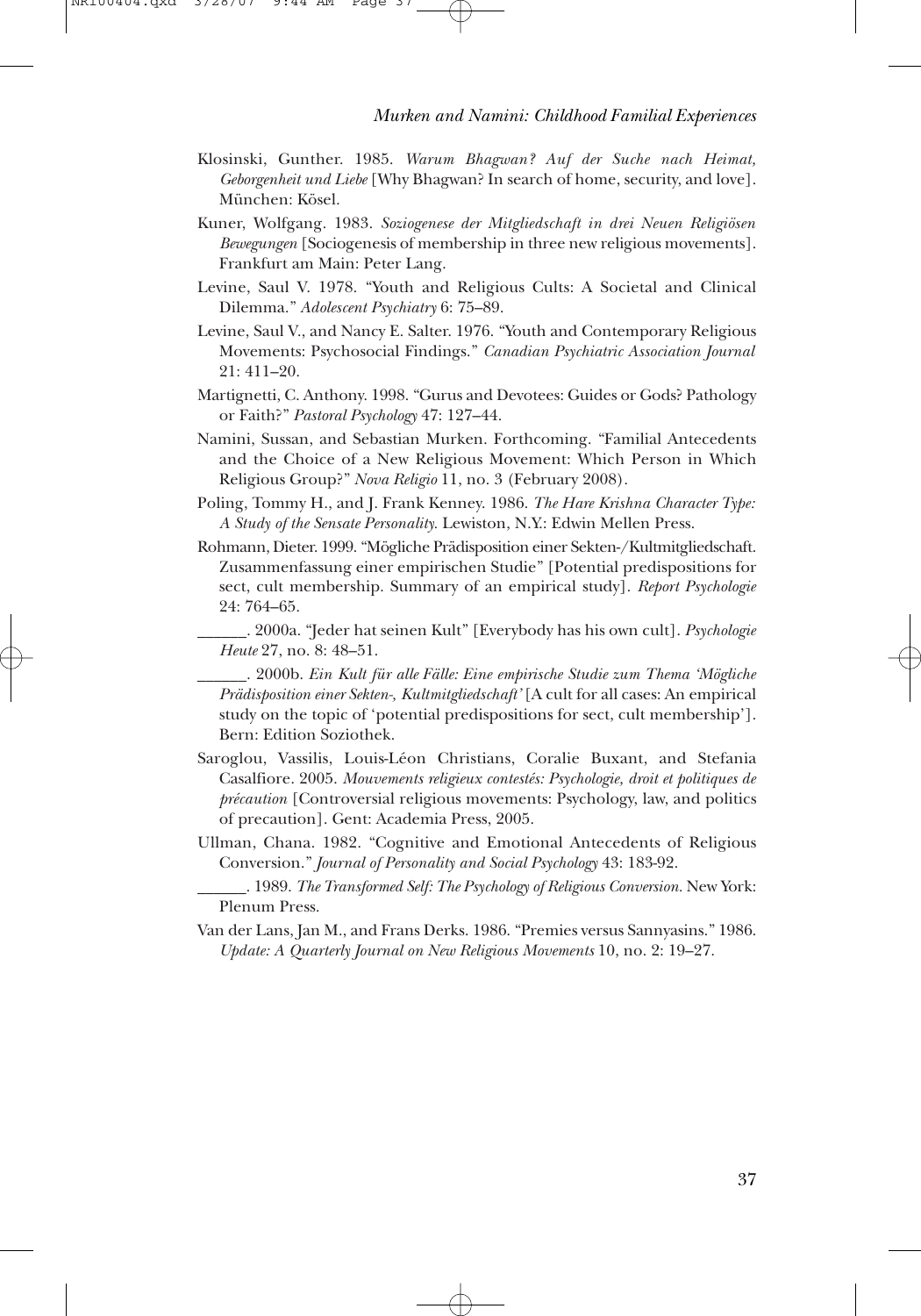Klosinski, Gunther. 1985. *Warum Bhagwan? Auf der Suche nach Heimat, Geborgenheit und Liebe* [Why Bhagwan? In search of home, security, and love]. München: Kösel.

Kuner, Wolfgang. 1983. *Soziogenese der Mitgliedschaft in drei Neuen Religiösen Bewegungen* [Sociogenesis of membership in three new religious movements]. Frankfurt am Main: Peter Lang.

Levine, Saul V. 1978. "Youth and Religious Cults: A Societal and Clinical Dilemma." *Adolescent Psychiatry* 6: 75–89.

Levine, Saul V., and Nancy E. Salter. 1976. "Youth and Contemporary Religious Movements: Psychosocial Findings." *Canadian Psychiatric Association Journal* 21: 411–20.

Martignetti, C. Anthony. 1998. "Gurus and Devotees: Guides or Gods? Pathology or Faith?" *Pastoral Psychology* 47: 127–44.

Namini, Sussan, and Sebastian Murken. Forthcoming. "Familial Antecedents and the Choice of a New Religious Movement: Which Person in Which Religious Group?" *Nova Religio* 11, no. 3 (February 2008).

Poling, Tommy H., and J. Frank Kenney. 1986. *The Hare Krishna Character Type: A Study of the Sensate Personality.* Lewiston, N.Y.: Edwin Mellen Press.

Rohmann, Dieter. 1999. "Mögliche Prädisposition einer Sekten-/Kultmitgliedschaft. Zusammenfassung einer empirischen Studie" [Potential predispositions for sect, cult membership. Summary of an empirical study]. *Report Psychologie* 24: 764–65.

______. 2000a. "Jeder hat seinen Kult" [Everybody has his own cult]. *Psychologie Heute* 27, no. 8: 48–51.

______. 2000b. *Ein Kult für alle Fälle: Eine empirische Studie zum Thema 'Mögliche Prädisposition einer Sekten-, Kultmitgliedschaft'* [A cult for all cases: An empirical study on the topic of 'potential predispositions for sect, cult membership']. Bern: Edition Soziothek.

Saroglou, Vassilis, Louis-Léon Christians, Coralie Buxant, and Stefania Casalfiore. 2005. *Mouvements religieux contestés: Psychologie, droit et politiques de précaution* [Controversial religious movements: Psychology, law, and politics of precaution]. Gent: Academia Press, 2005.

Ullman, Chana. 1982. "Cognitive and Emotional Antecedents of Religious Conversion." *Journal of Personality and Social Psychology* 43: 183-92.

______. 1989. *The Transformed Self: The Psychology of Religious Conversion.* New York: Plenum Press.

Van der Lans, Jan M., and Frans Derks. 1986. "Premies versus Sannyasins." 1986. *Update: A Quarterly Journal on New Religious Movements* 10, no. 2: 19–27.